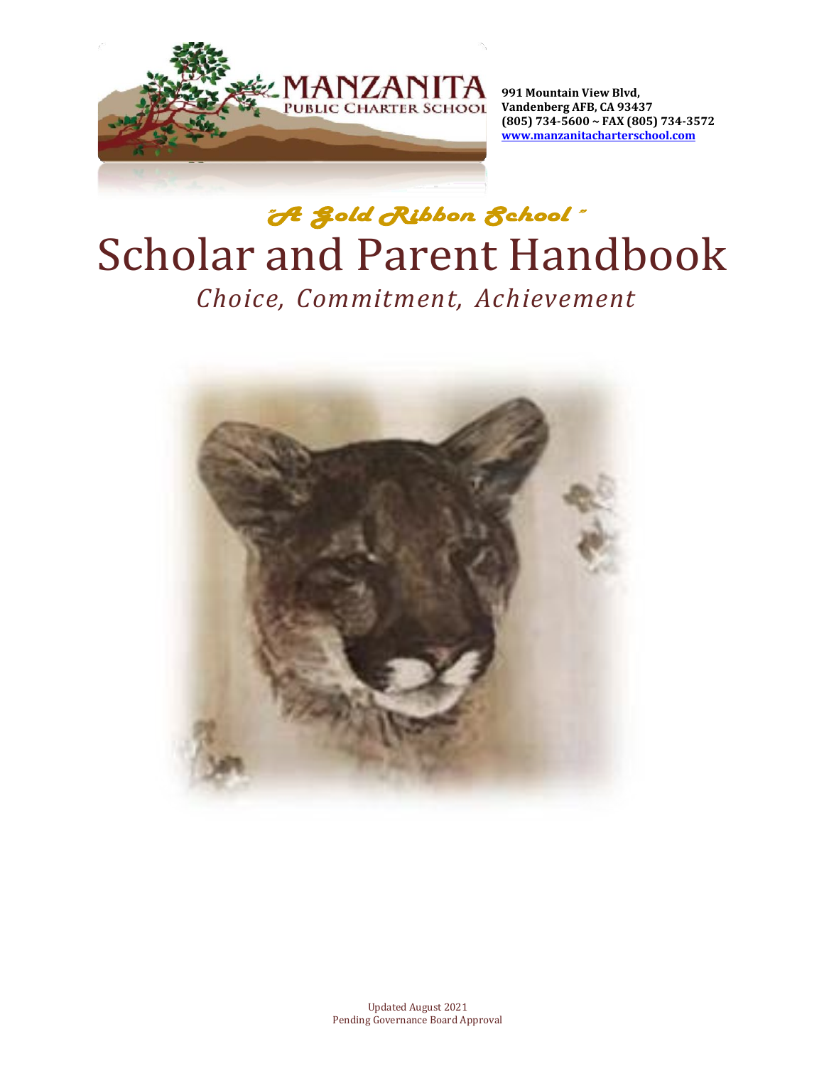MANZANITA PUBLIC CHARTER SCHOOL

**991 Mountain View Blvd,**
**Vandenberg AFB, CA 93437**
**(805) 734-5600 ~ FAX (805) 734-3572**
**www.manzanitacharterschool.com**

*"A Gold Ribbon School"*

# Scholar and Parent Handbook

*Choice, Commitment, Achievement*

Updated August 2021
Pending Governance Board Approval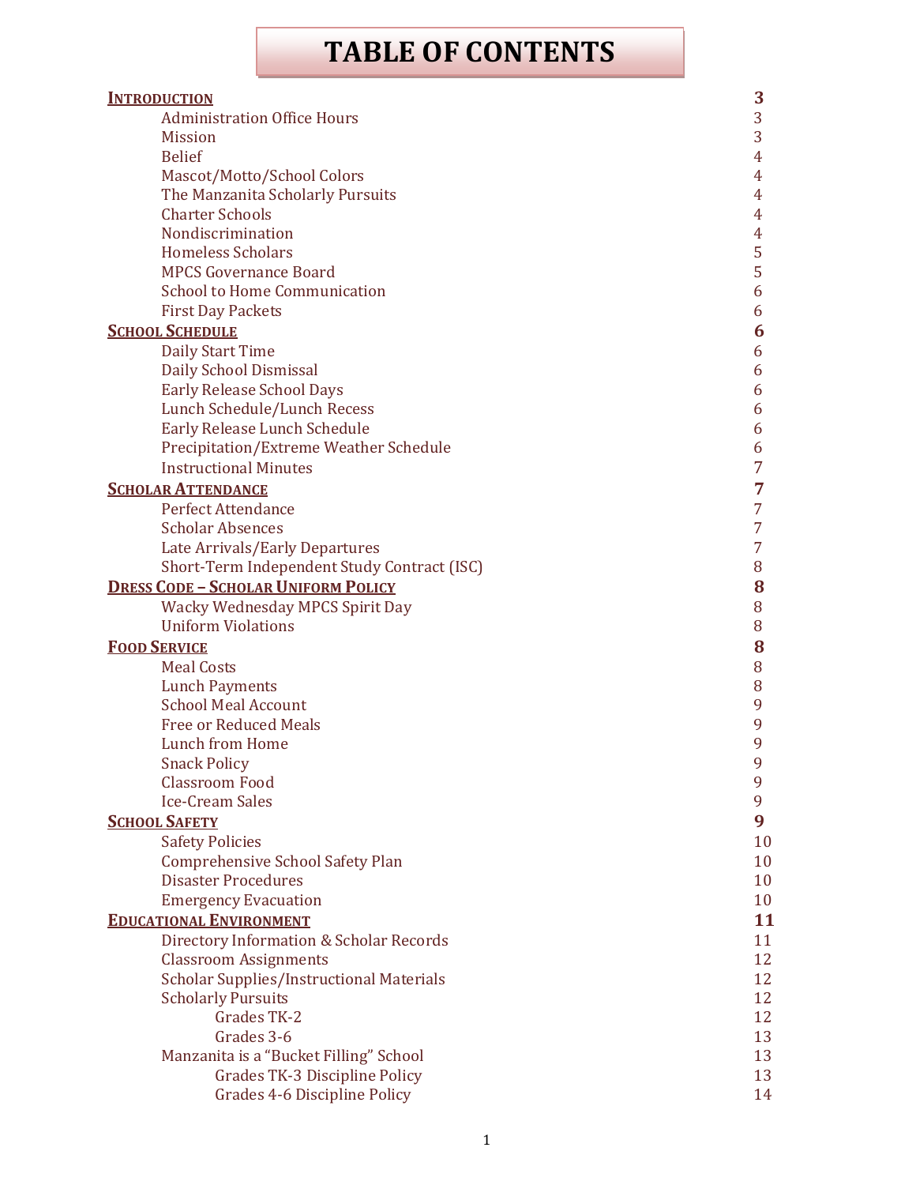# TABLE OF CONTENTS

| | |
|---|---|
| **INTRODUCTION** | **3** |
| Administration Office Hours | 3 |
| Mission | 3 |
| Belief | 4 |
| Mascot/Motto/School Colors | 4 |
| The Manzanita Scholarly Pursuits | 4 |
| Charter Schools | 4 |
| Nondiscrimination | 4 |
| Homeless Scholars | 5 |
| MPCS Governance Board | 5 |
| School to Home Communication | 6 |
| First Day Packets | 6 |
| **SCHOOL SCHEDULE** | **6** |
| Daily Start Time | 6 |
| Daily School Dismissal | 6 |
| Early Release School Days | 6 |
| Lunch Schedule/Lunch Recess | 6 |
| Early Release Lunch Schedule | 6 |
| Precipitation/Extreme Weather Schedule | 6 |
| Instructional Minutes | 7 |
| **SCHOLAR ATTENDANCE** | **7** |
| Perfect Attendance | 7 |
| Scholar Absences | 7 |
| Late Arrivals/Early Departures | 7 |
| Short-Term Independent Study Contract (ISC) | 8 |
| **DRESS CODE – SCHOLAR UNIFORM POLICY** | **8** |
| Wacky Wednesday MPCS Spirit Day | 8 |
| Uniform Violations | 8 |
| **FOOD SERVICE** | **8** |
| Meal Costs | 8 |
| Lunch Payments | 8 |
| School Meal Account | 9 |
| Free or Reduced Meals | 9 |
| Lunch from Home | 9 |
| Snack Policy | 9 |
| Classroom Food | 9 |
| Ice-Cream Sales | 9 |
| **SCHOOL SAFETY** | **9** |
| Safety Policies | 10 |
| Comprehensive School Safety Plan | 10 |
| Disaster Procedures | 10 |
| Emergency Evacuation | 10 |
| **EDUCATIONAL ENVIRONMENT** | **11** |
| Directory Information & Scholar Records | 11 |
| Classroom Assignments | 12 |
| Scholar Supplies/Instructional Materials | 12 |
| Scholarly Pursuits | 12 |
| Grades TK-2 | 12 |
| Grades 3-6 | 13 |
| Manzanita is a "Bucket Filling" School | 13 |
| Grades TK-3 Discipline Policy | 13 |
| Grades 4-6 Discipline Policy | 14 |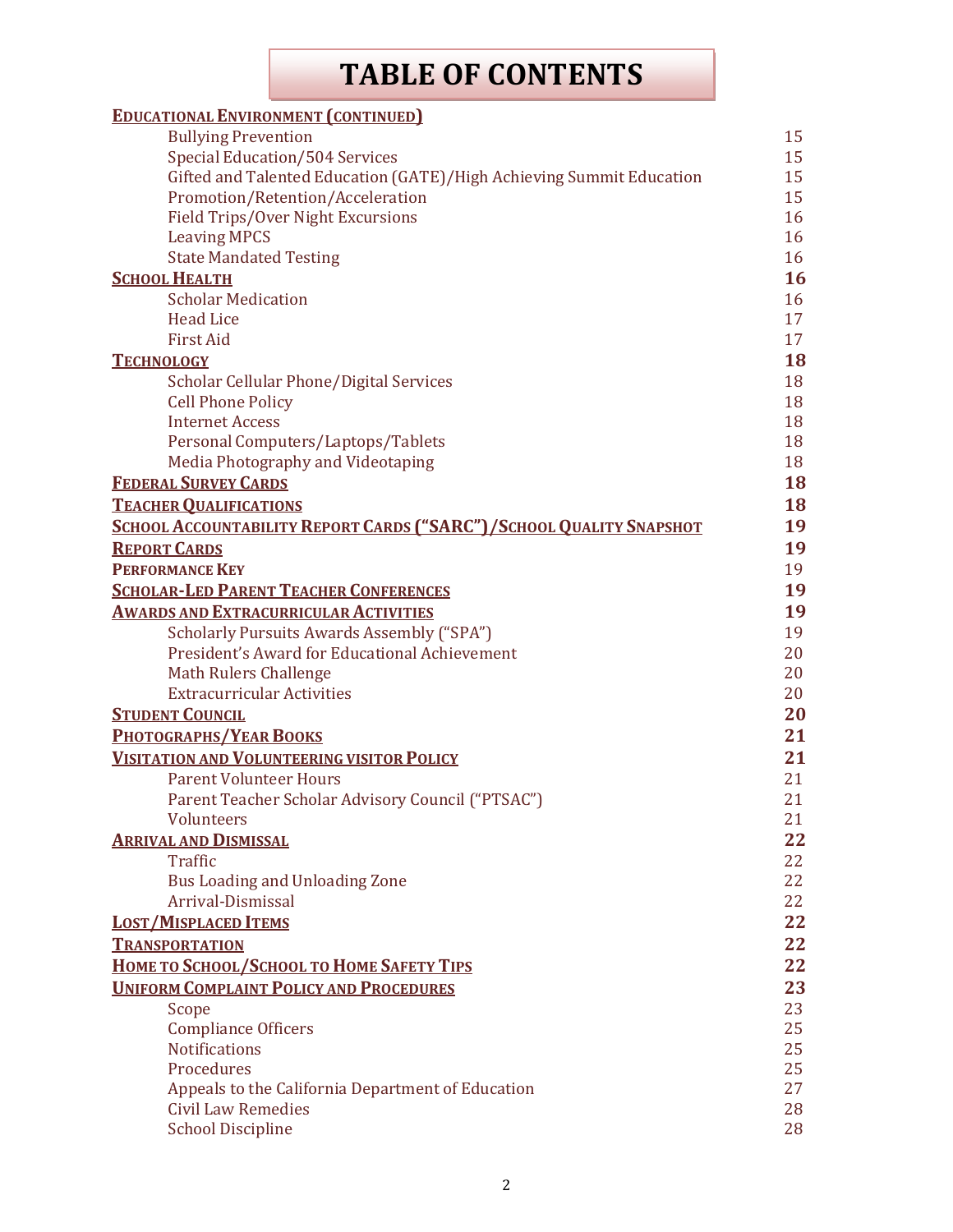# TABLE OF CONTENTS

| | |
|---|---|
| **EDUCATIONAL ENVIRONMENT (CONTINUED)** | |
| Bullying Prevention | 15 |
| Special Education/504 Services | 15 |
| Gifted and Talented Education (GATE)/High Achieving Summit Education | 15 |
| Promotion/Retention/Acceleration | 15 |
| Field Trips/Over Night Excursions | 16 |
| Leaving MPCS | 16 |
| State Mandated Testing | 16 |
| **SCHOOL HEALTH** | **16** |
| Scholar Medication | 16 |
| Head Lice | 17 |
| First Aid | 17 |
| **TECHNOLOGY** | **18** |
| Scholar Cellular Phone/Digital Services | 18 |
| Cell Phone Policy | 18 |
| Internet Access | 18 |
| Personal Computers/Laptops/Tablets | 18 |
| Media Photography and Videotaping | 18 |
| **FEDERAL SURVEY CARDS** | **18** |
| **TEACHER QUALIFICATIONS** | **18** |
| **SCHOOL ACCOUNTABILITY REPORT CARDS ("SARC")/SCHOOL QUALITY SNAPSHOT** | **19** |
| **REPORT CARDS** | **19** |
| **PERFORMANCE KEY** | 19 |
| **SCHOLAR-LED PARENT TEACHER CONFERENCES** | **19** |
| **AWARDS AND EXTRACURRICULAR ACTIVITIES** | **19** |
| Scholarly Pursuits Awards Assembly ("SPA") | 19 |
| President's Award for Educational Achievement | 20 |
| Math Rulers Challenge | 20 |
| Extracurricular Activities | 20 |
| **STUDENT COUNCIL** | **20** |
| **PHOTOGRAPHS/YEAR BOOKS** | **21** |
| **VISITATION AND VOLUNTEERING VISITOR POLICY** | **21** |
| Parent Volunteer Hours | 21 |
| Parent Teacher Scholar Advisory Council ("PTSAC") | 21 |
| Volunteers | 21 |
| **ARRIVAL AND DISMISSAL** | **22** |
| Traffic | 22 |
| Bus Loading and Unloading Zone | 22 |
| Arrival-Dismissal | 22 |
| **LOST/MISPLACED ITEMS** | **22** |
| **TRANSPORTATION** | **22** |
| **HOME TO SCHOOL/SCHOOL TO HOME SAFETY TIPS** | **22** |
| **UNIFORM COMPLAINT POLICY AND PROCEDURES** | **23** |
| Scope | 23 |
| Compliance Officers | 25 |
| Notifications | 25 |
| Procedures | 25 |
| Appeals to the California Department of Education | 27 |
| Civil Law Remedies | 28 |
| School Discipline | 28 |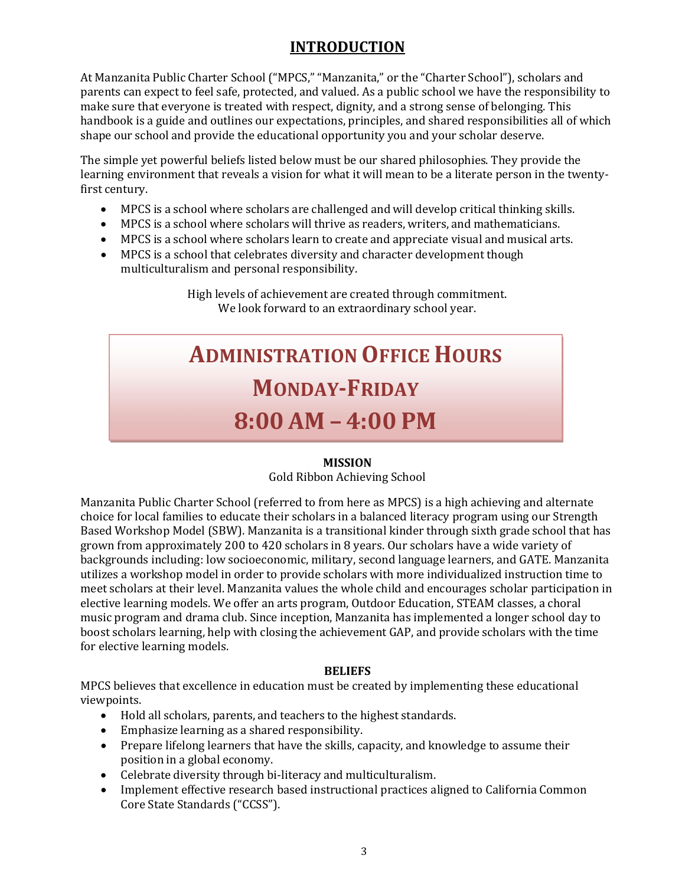# INTRODUCTION

At Manzanita Public Charter School ("MPCS," "Manzanita," or the "Charter School"), scholars and parents can expect to feel safe, protected, and valued. As a public school we have the responsibility to make sure that everyone is treated with respect, dignity, and a strong sense of belonging. This handbook is a guide and outlines our expectations, principles, and shared responsibilities all of which shape our school and provide the educational opportunity you and your scholar deserve.

The simple yet powerful beliefs listed below must be our shared philosophies. They provide the learning environment that reveals a vision for what it will mean to be a literate person in the twenty-first century.

- MPCS is a school where scholars are challenged and will develop critical thinking skills.
- MPCS is a school where scholars will thrive as readers, writers, and mathematicians.
- MPCS is a school where scholars learn to create and appreciate visual and musical arts.
- MPCS is a school that celebrates diversity and character development though multiculturalism and personal responsibility.

High levels of achievement are created through commitment.
We look forward to an extraordinary school year.

## ADMINISTRATION OFFICE HOURS
## MONDAY-FRIDAY
## 8:00 AM – 4:00 PM

**MISSION**

Gold Ribbon Achieving School

Manzanita Public Charter School (referred to from here as MPCS) is a high achieving and alternate choice for local families to educate their scholars in a balanced literacy program using our Strength Based Workshop Model (SBW). Manzanita is a transitional kinder through sixth grade school that has grown from approximately 200 to 420 scholars in 8 years. Our scholars have a wide variety of backgrounds including: low socioeconomic, military, second language learners, and GATE. Manzanita utilizes a workshop model in order to provide scholars with more individualized instruction time to meet scholars at their level. Manzanita values the whole child and encourages scholar participation in elective learning models. We offer an arts program, Outdoor Education, STEAM classes, a choral music program and drama club. Since inception, Manzanita has implemented a longer school day to boost scholars learning, help with closing the achievement GAP, and provide scholars with the time for elective learning models.

**BELIEFS**

MPCS believes that excellence in education must be created by implementing these educational viewpoints.

- Hold all scholars, parents, and teachers to the highest standards.
- Emphasize learning as a shared responsibility.
- Prepare lifelong learners that have the skills, capacity, and knowledge to assume their position in a global economy.
- Celebrate diversity through bi-literacy and multiculturalism.
- Implement effective research based instructional practices aligned to California Common Core State Standards ("CCSS").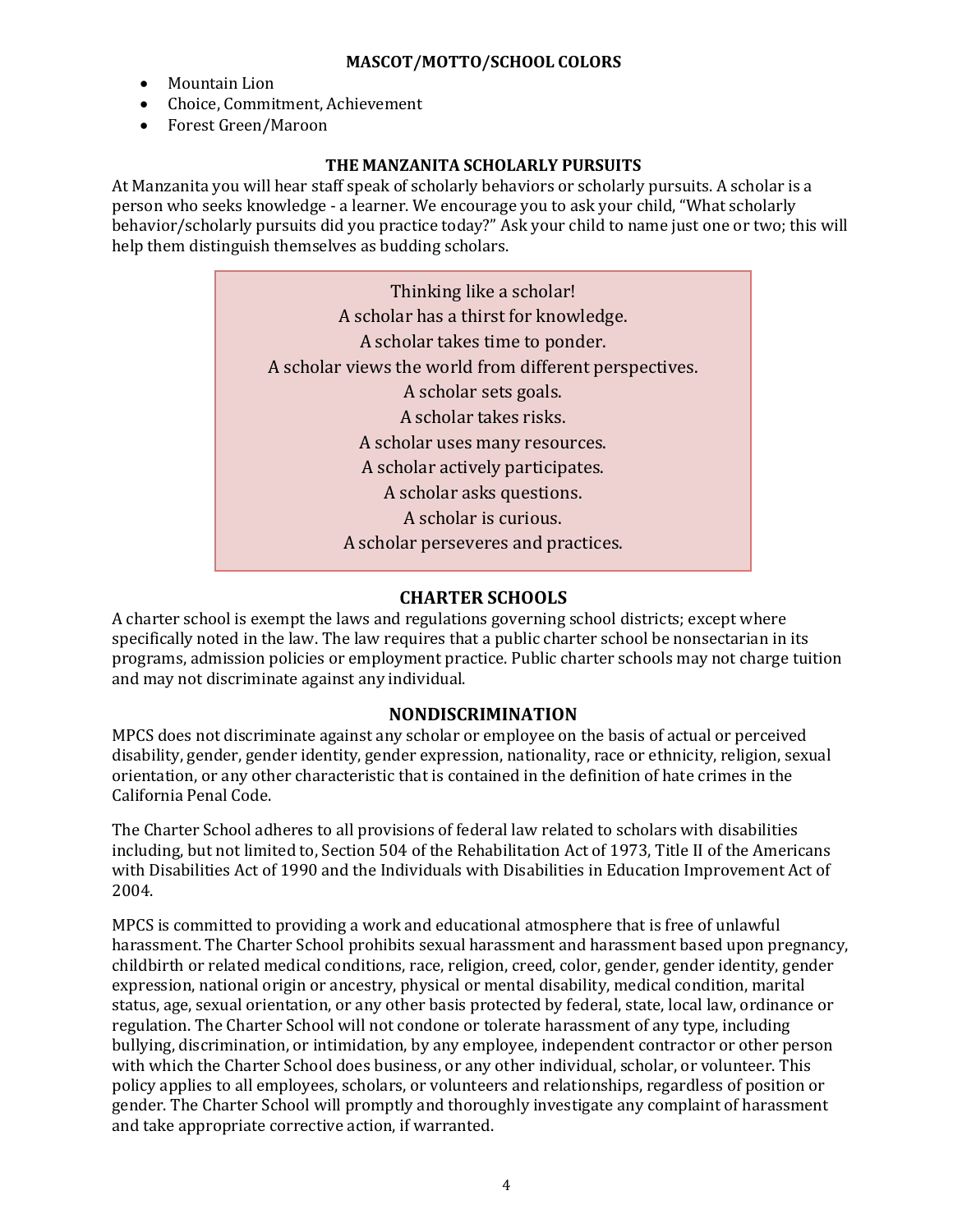## MASCOT/MOTTO/SCHOOL COLORS

- Mountain Lion
- Choice, Commitment, Achievement
- Forest Green/Maroon

## THE MANZANITA SCHOLARLY PURSUITS

At Manzanita you will hear staff speak of scholarly behaviors or scholarly pursuits. A scholar is a person who seeks knowledge - a learner. We encourage you to ask your child, "What scholarly behavior/scholarly pursuits did you practice today?" Ask your child to name just one or two; this will help them distinguish themselves as budding scholars.

Thinking like a scholar!
A scholar has a thirst for knowledge.
A scholar takes time to ponder.
A scholar views the world from different perspectives.
A scholar sets goals.
A scholar takes risks.
A scholar uses many resources.
A scholar actively participates.
A scholar asks questions.
A scholar is curious.
A scholar perseveres and practices.

## CHARTER SCHOOLS

A charter school is exempt the laws and regulations governing school districts; except where specifically noted in the law. The law requires that a public charter school be nonsectarian in its programs, admission policies or employment practice. Public charter schools may not charge tuition and may not discriminate against any individual.

## NONDISCRIMINATION

MPCS does not discriminate against any scholar or employee on the basis of actual or perceived disability, gender, gender identity, gender expression, nationality, race or ethnicity, religion, sexual orientation, or any other characteristic that is contained in the definition of hate crimes in the California Penal Code.

The Charter School adheres to all provisions of federal law related to scholars with disabilities including, but not limited to, Section 504 of the Rehabilitation Act of 1973, Title II of the Americans with Disabilities Act of 1990 and the Individuals with Disabilities in Education Improvement Act of 2004.

MPCS is committed to providing a work and educational atmosphere that is free of unlawful harassment. The Charter School prohibits sexual harassment and harassment based upon pregnancy, childbirth or related medical conditions, race, religion, creed, color, gender, gender identity, gender expression, national origin or ancestry, physical or mental disability, medical condition, marital status, age, sexual orientation, or any other basis protected by federal, state, local law, ordinance or regulation. The Charter School will not condone or tolerate harassment of any type, including bullying, discrimination, or intimidation, by any employee, independent contractor or other person with which the Charter School does business, or any other individual, scholar, or volunteer. This policy applies to all employees, scholars, or volunteers and relationships, regardless of position or gender. The Charter School will promptly and thoroughly investigate any complaint of harassment and take appropriate corrective action, if warranted.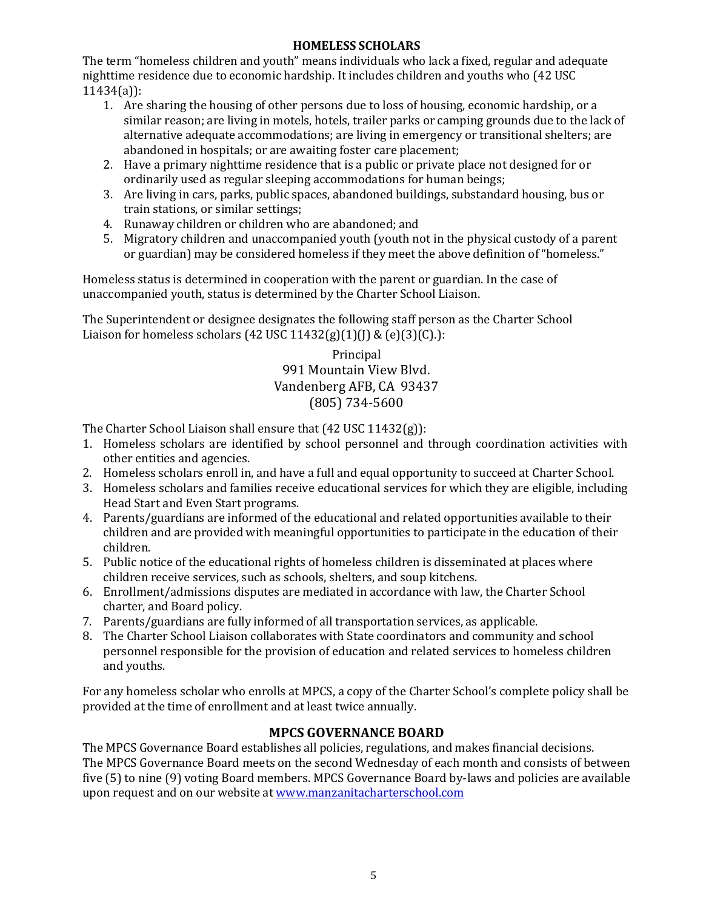## HOMELESS SCHOLARS

The term "homeless children and youth" means individuals who lack a fixed, regular and adequate nighttime residence due to economic hardship. It includes children and youths who (42 USC 11434(a)):

1. Are sharing the housing of other persons due to loss of housing, economic hardship, or a similar reason; are living in motels, hotels, trailer parks or camping grounds due to the lack of alternative adequate accommodations; are living in emergency or transitional shelters; are abandoned in hospitals; or are awaiting foster care placement;
2. Have a primary nighttime residence that is a public or private place not designed for or ordinarily used as regular sleeping accommodations for human beings;
3. Are living in cars, parks, public spaces, abandoned buildings, substandard housing, bus or train stations, or similar settings;
4. Runaway children or children who are abandoned; and
5. Migratory children and unaccompanied youth (youth not in the physical custody of a parent or guardian) may be considered homeless if they meet the above definition of "homeless."

Homeless status is determined in cooperation with the parent or guardian. In the case of unaccompanied youth, status is determined by the Charter School Liaison.

The Superintendent or designee designates the following staff person as the Charter School Liaison for homeless scholars (42 USC 11432(g)(1)(J) & (e)(3)(C).):

Principal
991 Mountain View Blvd.
Vandenberg AFB, CA 93437
(805) 734-5600

The Charter School Liaison shall ensure that (42 USC 11432(g)):

1. Homeless scholars are identified by school personnel and through coordination activities with other entities and agencies.
2. Homeless scholars enroll in, and have a full and equal opportunity to succeed at Charter School.
3. Homeless scholars and families receive educational services for which they are eligible, including Head Start and Even Start programs.
4. Parents/guardians are informed of the educational and related opportunities available to their children and are provided with meaningful opportunities to participate in the education of their children.
5. Public notice of the educational rights of homeless children is disseminated at places where children receive services, such as schools, shelters, and soup kitchens.
6. Enrollment/admissions disputes are mediated in accordance with law, the Charter School charter, and Board policy.
7. Parents/guardians are fully informed of all transportation services, as applicable.
8. The Charter School Liaison collaborates with State coordinators and community and school personnel responsible for the provision of education and related services to homeless children and youths.

For any homeless scholar who enrolls at MPCS, a copy of the Charter School's complete policy shall be provided at the time of enrollment and at least twice annually.

## MPCS GOVERNANCE BOARD

The MPCS Governance Board establishes all policies, regulations, and makes financial decisions. The MPCS Governance Board meets on the second Wednesday of each month and consists of between five (5) to nine (9) voting Board members. MPCS Governance Board by-laws and policies are available upon request and on our website at www.manzanitacharterschool.com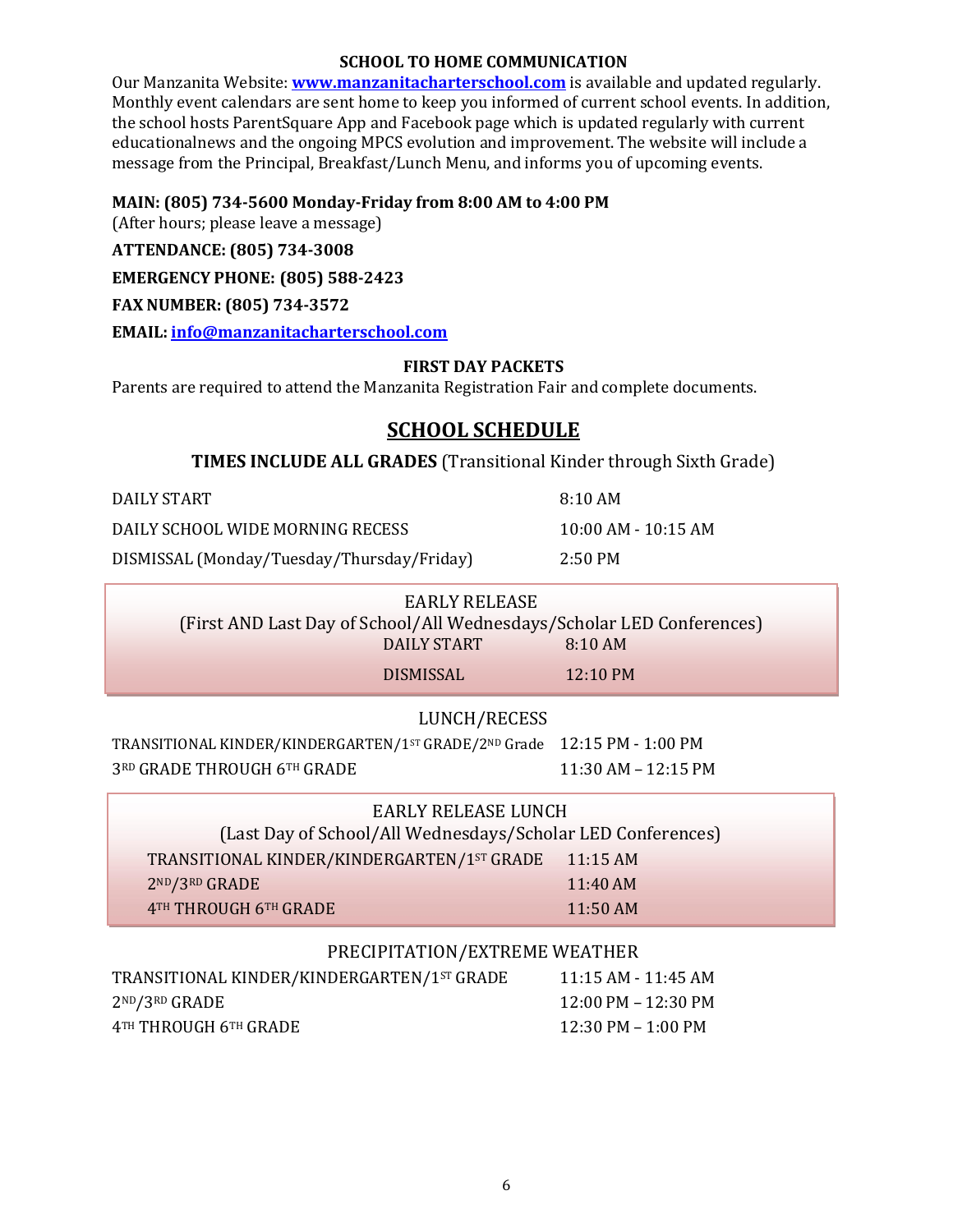**SCHOOL TO HOME COMMUNICATION**

Our Manzanita Website: **[www.manzanitacharterschool.com](http://www.manzanitacharterschool.com)** is available and updated regularly. Monthly event calendars are sent home to keep you informed of current school events. In addition, the school hosts ParentSquare App and Facebook page which is updated regularly with current educationalnews and the ongoing MPCS evolution and improvement. The website will include a message from the Principal, Breakfast/Lunch Menu, and informs you of upcoming events.

**MAIN: (805) 734-5600 Monday-Friday from 8:00 AM to 4:00 PM**
(After hours; please leave a message)

**ATTENDANCE: (805) 734-3008**

**EMERGENCY PHONE: (805) 588-2423**

**FAX NUMBER: (805) 734-3572**

**EMAIL: [info@manzanitacharterschool.com](mailto:info@manzanitacharterschool.com)**

**FIRST DAY PACKETS**

Parents are required to attend the Manzanita Registration Fair and complete documents.

## SCHOOL SCHEDULE

**TIMES INCLUDE ALL GRADES** (Transitional Kinder through Sixth Grade)

| | |
|---|---|
| DAILY START | 8:10 AM |
| DAILY SCHOOL WIDE MORNING RECESS | 10:00 AM - 10:15 AM |
| DISMISSAL (Monday/Tuesday/Thursday/Friday) | 2:50 PM |

EARLY RELEASE
(First AND Last Day of School/All Wednesdays/Scholar LED Conferences)

| | |
|---|---|
| DAILY START | 8:10 AM |
| DISMISSAL | 12:10 PM |

LUNCH/RECESS

| | |
|---|---|
| TRANSITIONAL KINDER/KINDERGARTEN/1ST GRADE/2ND Grade | 12:15 PM - 1:00 PM |
| 3RD GRADE THROUGH 6TH GRADE | 11:30 AM – 12:15 PM |

EARLY RELEASE LUNCH
(Last Day of School/All Wednesdays/Scholar LED Conferences)

| | |
|---|---|
| TRANSITIONAL KINDER/KINDERGARTEN/1ST GRADE | 11:15 AM |
| 2ND/3RD GRADE | 11:40 AM |
| 4TH THROUGH 6TH GRADE | 11:50 AM |

PRECIPITATION/EXTREME WEATHER

| | |
|---|---|
| TRANSITIONAL KINDER/KINDERGARTEN/1ST GRADE | 11:15 AM - 11:45 AM |
| 2ND/3RD GRADE | 12:00 PM – 12:30 PM |
| 4TH THROUGH 6TH GRADE | 12:30 PM – 1:00 PM |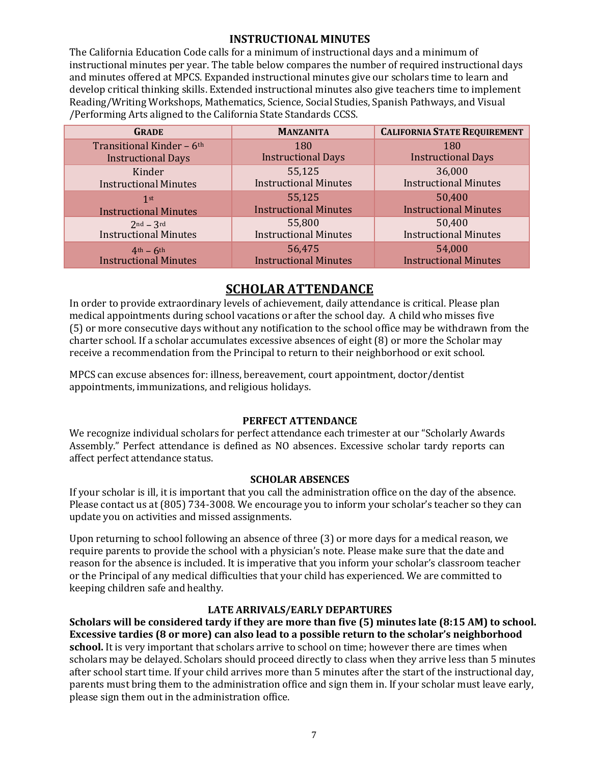## INSTRUCTIONAL MINUTES

The California Education Code calls for a minimum of instructional days and a minimum of instructional minutes per year. The table below compares the number of required instructional days and minutes offered at MPCS. Expanded instructional minutes give our scholars time to learn and develop critical thinking skills. Extended instructional minutes also give teachers time to implement Reading/Writing Workshops, Mathematics, Science, Social Studies, Spanish Pathways, and Visual /Performing Arts aligned to the California State Standards CCSS.

| GRADE | MANZANITA | CALIFORNIA STATE REQUIREMENT |
|---|---|---|
| Transitional Kinder – 6th Instructional Days | 180 Instructional Days | 180 Instructional Days |
| Kinder Instructional Minutes | 55,125 Instructional Minutes | 36,000 Instructional Minutes |
| 1st Instructional Minutes | 55,125 Instructional Minutes | 50,400 Instructional Minutes |
| 2nd – 3rd Instructional Minutes | 55,800 Instructional Minutes | 50,400 Instructional Minutes |
| 4th – 6th Instructional Minutes | 56,475 Instructional Minutes | 54,000 Instructional Minutes |

# SCHOLAR ATTENDANCE

In order to provide extraordinary levels of achievement, daily attendance is critical. Please plan medical appointments during school vacations or after the school day. A child who misses five (5) or more consecutive days without any notification to the school office may be withdrawn from the charter school. If a scholar accumulates excessive absences of eight (8) or more the Scholar may receive a recommendation from the Principal to return to their neighborhood or exit school.

MPCS can excuse absences for: illness, bereavement, court appointment, doctor/dentist appointments, immunizations, and religious holidays.

## PERFECT ATTENDANCE

We recognize individual scholars for perfect attendance each trimester at our "Scholarly Awards Assembly." Perfect attendance is defined as NO absences. Excessive scholar tardy reports can affect perfect attendance status.

## SCHOLAR ABSENCES

If your scholar is ill, it is important that you call the administration office on the day of the absence. Please contact us at (805) 734-3008. We encourage you to inform your scholar's teacher so they can update you on activities and missed assignments.

Upon returning to school following an absence of three (3) or more days for a medical reason, we require parents to provide the school with a physician's note. Please make sure that the date and reason for the absence is included. It is imperative that you inform your scholar's classroom teacher or the Principal of any medical difficulties that your child has experienced. We are committed to keeping children safe and healthy.

## LATE ARRIVALS/EARLY DEPARTURES

**Scholars will be considered tardy if they are more than five (5) minutes late (8:15 AM) to school. Excessive tardies (8 or more) can also lead to a possible return to the scholar's neighborhood school.** It is very important that scholars arrive to school on time; however there are times when scholars may be delayed. Scholars should proceed directly to class when they arrive less than 5 minutes after school start time. If your child arrives more than 5 minutes after the start of the instructional day, parents must bring them to the administration office and sign them in. If your scholar must leave early, please sign them out in the administration office.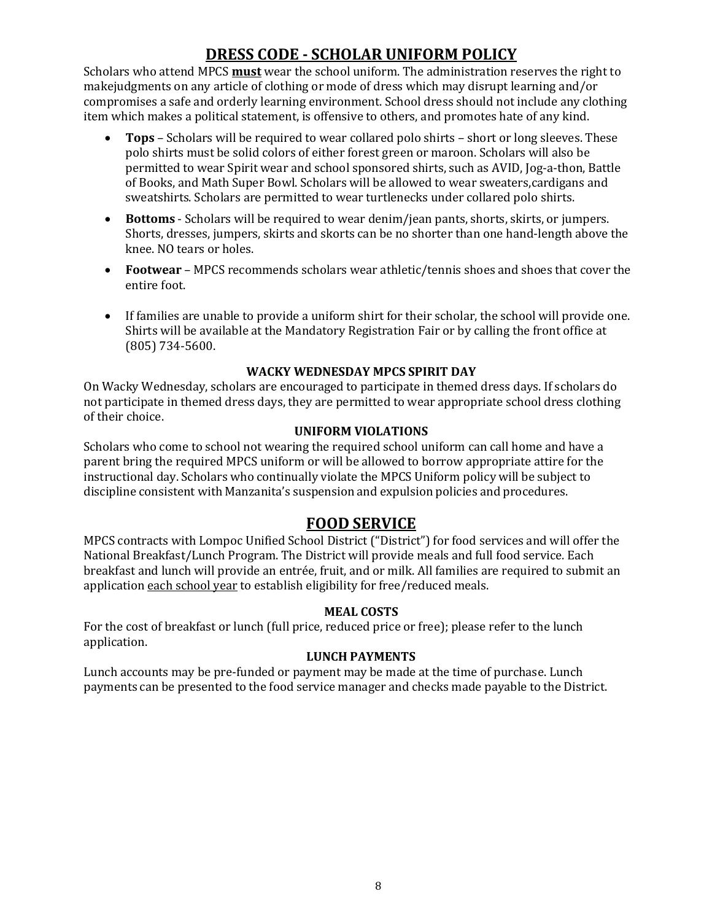## DRESS CODE - SCHOLAR UNIFORM POLICY

Scholars who attend MPCS **must** wear the school uniform. The administration reserves the right to makejudgments on any article of clothing or mode of dress which may disrupt learning and/or compromises a safe and orderly learning environment. School dress should not include any clothing item which makes a political statement, is offensive to others, and promotes hate of any kind.

- **Tops** – Scholars will be required to wear collared polo shirts – short or long sleeves. These polo shirts must be solid colors of either forest green or maroon. Scholars will also be permitted to wear Spirit wear and school sponsored shirts, such as AVID, Jog-a-thon, Battle of Books, and Math Super Bowl. Scholars will be allowed to wear sweaters,cardigans and sweatshirts. Scholars are permitted to wear turtlenecks under collared polo shirts.
- **Bottoms** - Scholars will be required to wear denim/jean pants, shorts, skirts, or jumpers. Shorts, dresses, jumpers, skirts and skorts can be no shorter than one hand-length above the knee. NO tears or holes.
- **Footwear** – MPCS recommends scholars wear athletic/tennis shoes and shoes that cover the entire foot.
- If families are unable to provide a uniform shirt for their scholar, the school will provide one. Shirts will be available at the Mandatory Registration Fair or by calling the front office at (805) 734-5600.

#### WACKY WEDNESDAY MPCS SPIRIT DAY

On Wacky Wednesday, scholars are encouraged to participate in themed dress days. If scholars do not participate in themed dress days, they are permitted to wear appropriate school dress clothing of their choice.

#### UNIFORM VIOLATIONS

Scholars who come to school not wearing the required school uniform can call home and have a parent bring the required MPCS uniform or will be allowed to borrow appropriate attire for the instructional day. Scholars who continually violate the MPCS Uniform policy will be subject to discipline consistent with Manzanita's suspension and expulsion policies and procedures.

## FOOD SERVICE

MPCS contracts with Lompoc Unified School District ("District") for food services and will offer the National Breakfast/Lunch Program. The District will provide meals and full food service. Each breakfast and lunch will provide an entrée, fruit, and or milk. All families are required to submit an application <u>each school year</u> to establish eligibility for free/reduced meals.

#### MEAL COSTS

For the cost of breakfast or lunch (full price, reduced price or free); please refer to the lunch application.

#### LUNCH PAYMENTS

Lunch accounts may be pre-funded or payment may be made at the time of purchase. Lunch payments can be presented to the food service manager and checks made payable to the District.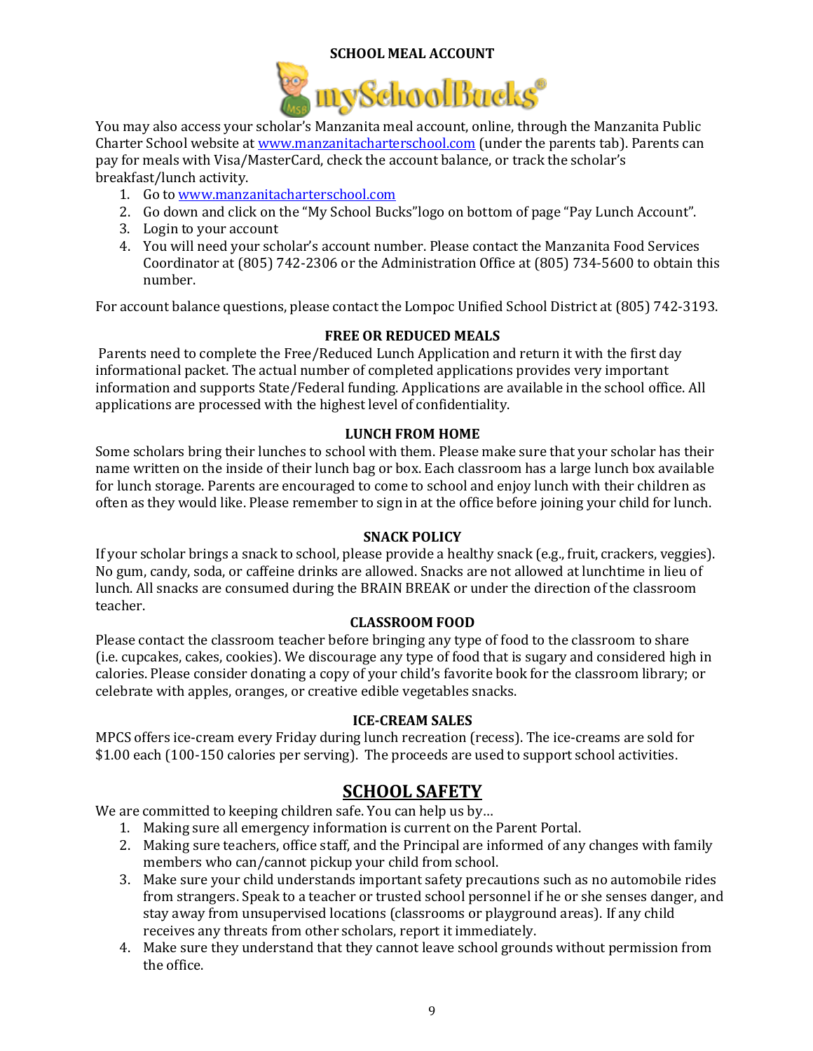### SCHOOL MEAL ACCOUNT

You may also access your scholar's Manzanita meal account, online, through the Manzanita Public Charter School website at www.manzanitacharterschool.com (under the parents tab). Parents can pay for meals with Visa/MasterCard, check the account balance, or track the scholar's breakfast/lunch activity.

1. Go to www.manzanitacharterschool.com
2. Go down and click on the "My School Bucks"logo on bottom of page "Pay Lunch Account".
3. Login to your account
4. You will need your scholar's account number. Please contact the Manzanita Food Services Coordinator at (805) 742-2306 or the Administration Office at (805) 734-5600 to obtain this number.

For account balance questions, please contact the Lompoc Unified School District at (805) 742-3193.

### FREE OR REDUCED MEALS

Parents need to complete the Free/Reduced Lunch Application and return it with the first day informational packet. The actual number of completed applications provides very important information and supports State/Federal funding. Applications are available in the school office. All applications are processed with the highest level of confidentiality.

### LUNCH FROM HOME

Some scholars bring their lunches to school with them. Please make sure that your scholar has their name written on the inside of their lunch bag or box. Each classroom has a large lunch box available for lunch storage. Parents are encouraged to come to school and enjoy lunch with their children as often as they would like. Please remember to sign in at the office before joining your child for lunch.

### SNACK POLICY

If your scholar brings a snack to school, please provide a healthy snack (e.g., fruit, crackers, veggies). No gum, candy, soda, or caffeine drinks are allowed. Snacks are not allowed at lunchtime in lieu of lunch. All snacks are consumed during the BRAIN BREAK or under the direction of the classroom teacher.

### CLASSROOM FOOD

Please contact the classroom teacher before bringing any type of food to the classroom to share (i.e. cupcakes, cakes, cookies). We discourage any type of food that is sugary and considered high in calories. Please consider donating a copy of your child's favorite book for the classroom library; or celebrate with apples, oranges, or creative edible vegetables snacks.

### ICE-CREAM SALES

MPCS offers ice-cream every Friday during lunch recreation (recess). The ice-creams are sold for $1.00 each (100-150 calories per serving). The proceeds are used to support school activities.

## SCHOOL SAFETY

We are committed to keeping children safe. You can help us by…

1. Making sure all emergency information is current on the Parent Portal.
2. Making sure teachers, office staff, and the Principal are informed of any changes with family members who can/cannot pickup your child from school.
3. Make sure your child understands important safety precautions such as no automobile rides from strangers. Speak to a teacher or trusted school personnel if he or she senses danger, and stay away from unsupervised locations (classrooms or playground areas). If any child receives any threats from other scholars, report it immediately.
4. Make sure they understand that they cannot leave school grounds without permission from the office.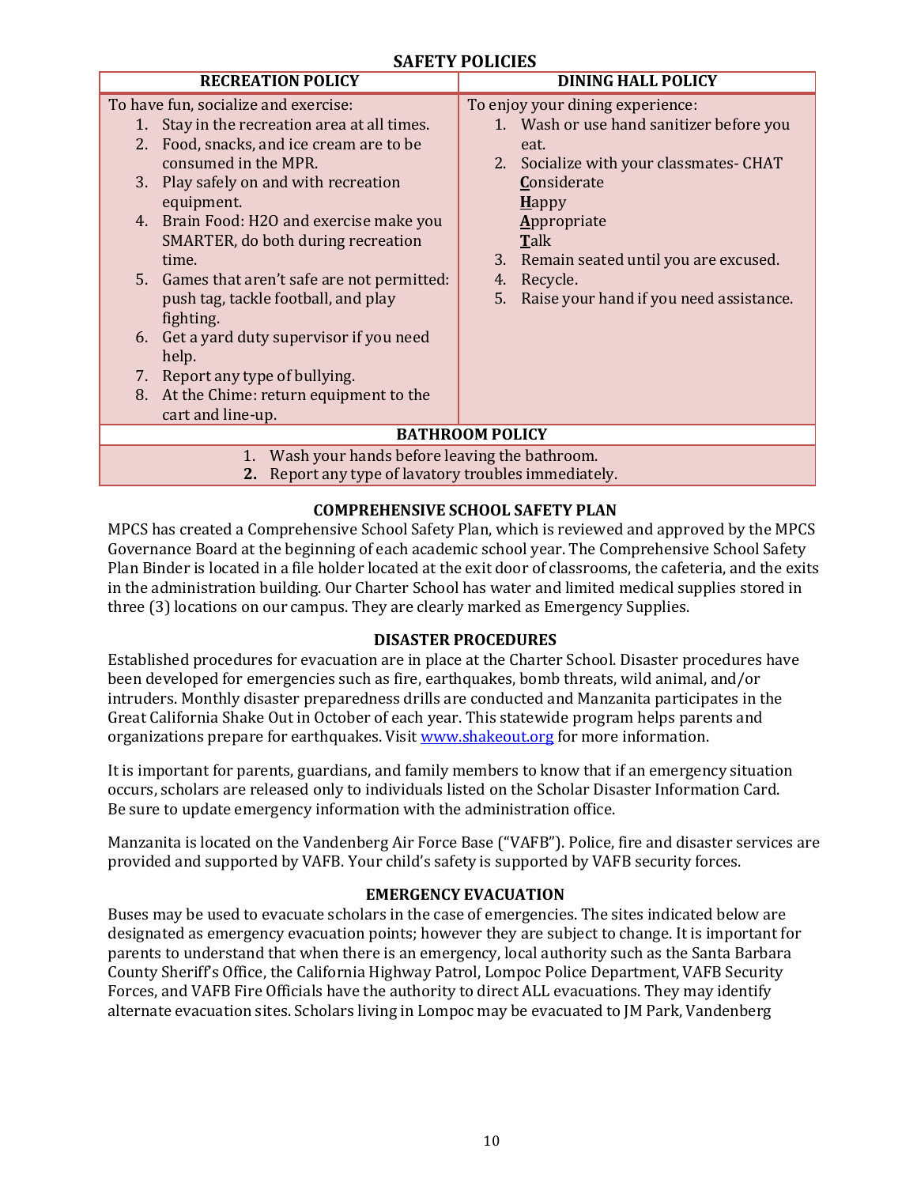## SAFETY POLICIES

| RECREATION POLICY | DINING HALL POLICY |
|---|---|
| To have fun, socialize and exercise:<br>1. Stay in the recreation area at all times.<br>2. Food, snacks, and ice cream are to be consumed in the MPR.<br>3. Play safely on and with recreation equipment.<br>4. Brain Food: H2O and exercise make you SMARTER, do both during recreation time.<br>5. Games that aren't safe are not permitted: push tag, tackle football, and play fighting.<br>6. Get a yard duty supervisor if you need help.<br>7. Report any type of bullying.<br>8. At the Chime: return equipment to the cart and line-up. | To enjoy your dining experience:<br>1. Wash or use hand sanitizer before you eat.<br>2. Socialize with your classmates- CHAT<br>**C**onsiderate<br>**H**appy<br>**A**ppropriate<br>**T**alk<br>3. Remain seated until you are excused.<br>4. Recycle.<br>5. Raise your hand if you need assistance. |

| BATHROOM POLICY |
|---|
| 1. Wash your hands before leaving the bathroom.<br>2. Report any type of lavatory troubles immediately. |

### COMPREHENSIVE SCHOOL SAFETY PLAN

MPCS has created a Comprehensive School Safety Plan, which is reviewed and approved by the MPCS Governance Board at the beginning of each academic school year. The Comprehensive School Safety Plan Binder is located in a file holder located at the exit door of classrooms, the cafeteria, and the exits in the administration building. Our Charter School has water and limited medical supplies stored in three (3) locations on our campus. They are clearly marked as Emergency Supplies.

### DISASTER PROCEDURES

Established procedures for evacuation are in place at the Charter School. Disaster procedures have been developed for emergencies such as fire, earthquakes, bomb threats, wild animal, and/or intruders. Monthly disaster preparedness drills are conducted and Manzanita participates in the Great California Shake Out in October of each year. This statewide program helps parents and organizations prepare for earthquakes. Visit www.shakeout.org for more information.

It is important for parents, guardians, and family members to know that if an emergency situation occurs, scholars are released only to individuals listed on the Scholar Disaster Information Card. Be sure to update emergency information with the administration office.

Manzanita is located on the Vandenberg Air Force Base ("VAFB"). Police, fire and disaster services are provided and supported by VAFB. Your child's safety is supported by VAFB security forces.

### EMERGENCY EVACUATION

Buses may be used to evacuate scholars in the case of emergencies. The sites indicated below are designated as emergency evacuation points; however they are subject to change. It is important for parents to understand that when there is an emergency, local authority such as the Santa Barbara County Sheriff's Office, the California Highway Patrol, Lompoc Police Department, VAFB Security Forces, and VAFB Fire Officials have the authority to direct ALL evacuations. They may identify alternate evacuation sites. Scholars living in Lompoc may be evacuated to JM Park, Vandenberg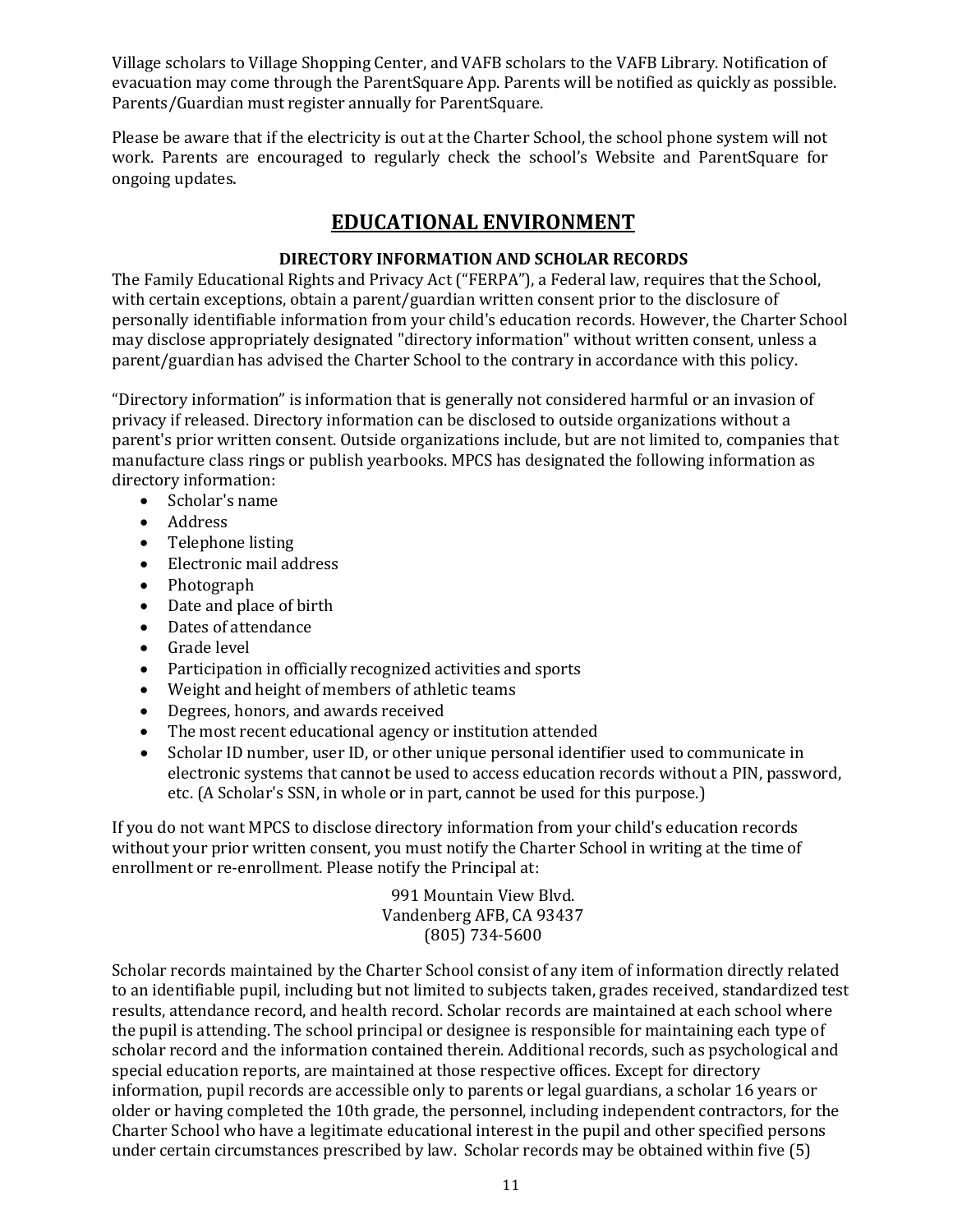Village scholars to Village Shopping Center, and VAFB scholars to the VAFB Library. Notification of evacuation may come through the ParentSquare App. Parents will be notified as quickly as possible. Parents/Guardian must register annually for ParentSquare.

Please be aware that if the electricity is out at the Charter School, the school phone system will not work. Parents are encouraged to regularly check the school's Website and ParentSquare for ongoing updates.

## EDUCATIONAL ENVIRONMENT

### DIRECTORY INFORMATION AND SCHOLAR RECORDS

The Family Educational Rights and Privacy Act ("FERPA"), a Federal law, requires that the School, with certain exceptions, obtain a parent/guardian written consent prior to the disclosure of personally identifiable information from your child's education records. However, the Charter School may disclose appropriately designated "directory information" without written consent, unless a parent/guardian has advised the Charter School to the contrary in accordance with this policy.

"Directory information" is information that is generally not considered harmful or an invasion of privacy if released. Directory information can be disclosed to outside organizations without a parent's prior written consent. Outside organizations include, but are not limited to, companies that manufacture class rings or publish yearbooks. MPCS has designated the following information as directory information:

- Scholar's name
- Address
- Telephone listing
- Electronic mail address
- Photograph
- Date and place of birth
- Dates of attendance
- Grade level
- Participation in officially recognized activities and sports
- Weight and height of members of athletic teams
- Degrees, honors, and awards received
- The most recent educational agency or institution attended
- Scholar ID number, user ID, or other unique personal identifier used to communicate in electronic systems that cannot be used to access education records without a PIN, password, etc. (A Scholar's SSN, in whole or in part, cannot be used for this purpose.)

If you do not want MPCS to disclose directory information from your child's education records without your prior written consent, you must notify the Charter School in writing at the time of enrollment or re-enrollment. Please notify the Principal at:

991 Mountain View Blvd.
Vandenberg AFB, CA 93437
(805) 734-5600

Scholar records maintained by the Charter School consist of any item of information directly related to an identifiable pupil, including but not limited to subjects taken, grades received, standardized test results, attendance record, and health record. Scholar records are maintained at each school where the pupil is attending. The school principal or designee is responsible for maintaining each type of scholar record and the information contained therein. Additional records, such as psychological and special education reports, are maintained at those respective offices. Except for directory information, pupil records are accessible only to parents or legal guardians, a scholar 16 years or older or having completed the 10th grade, the personnel, including independent contractors, for the Charter School who have a legitimate educational interest in the pupil and other specified persons under certain circumstances prescribed by law. Scholar records may be obtained within five (5)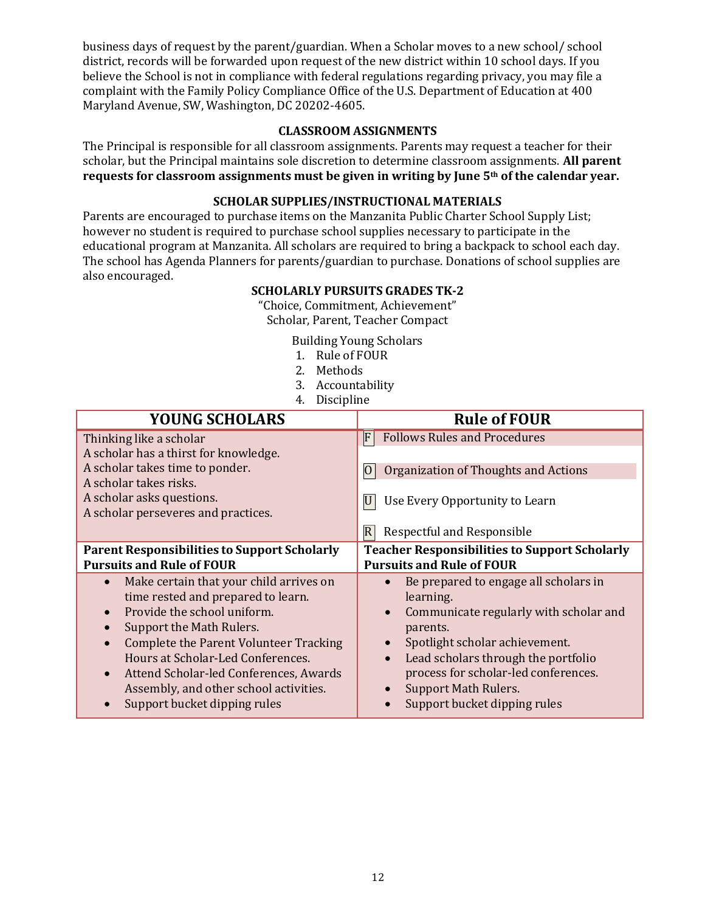business days of request by the parent/guardian. When a Scholar moves to a new school/ school district, records will be forwarded upon request of the new district within 10 school days. If you believe the School is not in compliance with federal regulations regarding privacy, you may file a complaint with the Family Policy Compliance Office of the U.S. Department of Education at 400 Maryland Avenue, SW, Washington, DC 20202-4605.

## CLASSROOM ASSIGNMENTS

The Principal is responsible for all classroom assignments. Parents may request a teacher for their scholar, but the Principal maintains sole discretion to determine classroom assignments. **All parent requests for classroom assignments must be given in writing by June 5th of the calendar year.**

## SCHOLAR SUPPLIES/INSTRUCTIONAL MATERIALS

Parents are encouraged to purchase items on the Manzanita Public Charter School Supply List; however no student is required to purchase school supplies necessary to participate in the educational program at Manzanita. All scholars are required to bring a backpack to school each day. The school has Agenda Planners for parents/guardian to purchase. Donations of school supplies are also encouraged.

## SCHOLARLY PURSUITS GRADES TK-2

"Choice, Commitment, Achievement"
Scholar, Parent, Teacher Compact

Building Young Scholars

1. Rule of FOUR
2. Methods
3. Accountability
4. Discipline

| YOUNG SCHOLARS | Rule of FOUR |
|---|---|
| Thinking like a scholar<br>A scholar has a thirst for knowledge.<br>A scholar takes time to ponder.<br>A scholar takes risks.<br>A scholar asks questions.<br>A scholar perseveres and practices. | F Follows Rules and Procedures<br>O Organization of Thoughts and Actions<br>U Use Every Opportunity to Learn<br>R Respectful and Responsible |
| **Parent Responsibilities to Support Scholarly Pursuits and Rule of FOUR** | **Teacher Responsibilities to Support Scholarly Pursuits and Rule of FOUR** |
| • Make certain that your child arrives on time rested and prepared to learn.<br>• Provide the school uniform.<br>• Support the Math Rulers.<br>• Complete the Parent Volunteer Tracking Hours at Scholar-Led Conferences.<br>• Attend Scholar-led Conferences, Awards Assembly, and other school activities.<br>• Support bucket dipping rules | • Be prepared to engage all scholars in learning.<br>• Communicate regularly with scholar and parents.<br>• Spotlight scholar achievement.<br>• Lead scholars through the portfolio process for scholar-led conferences.<br>• Support Math Rulers.<br>• Support bucket dipping rules |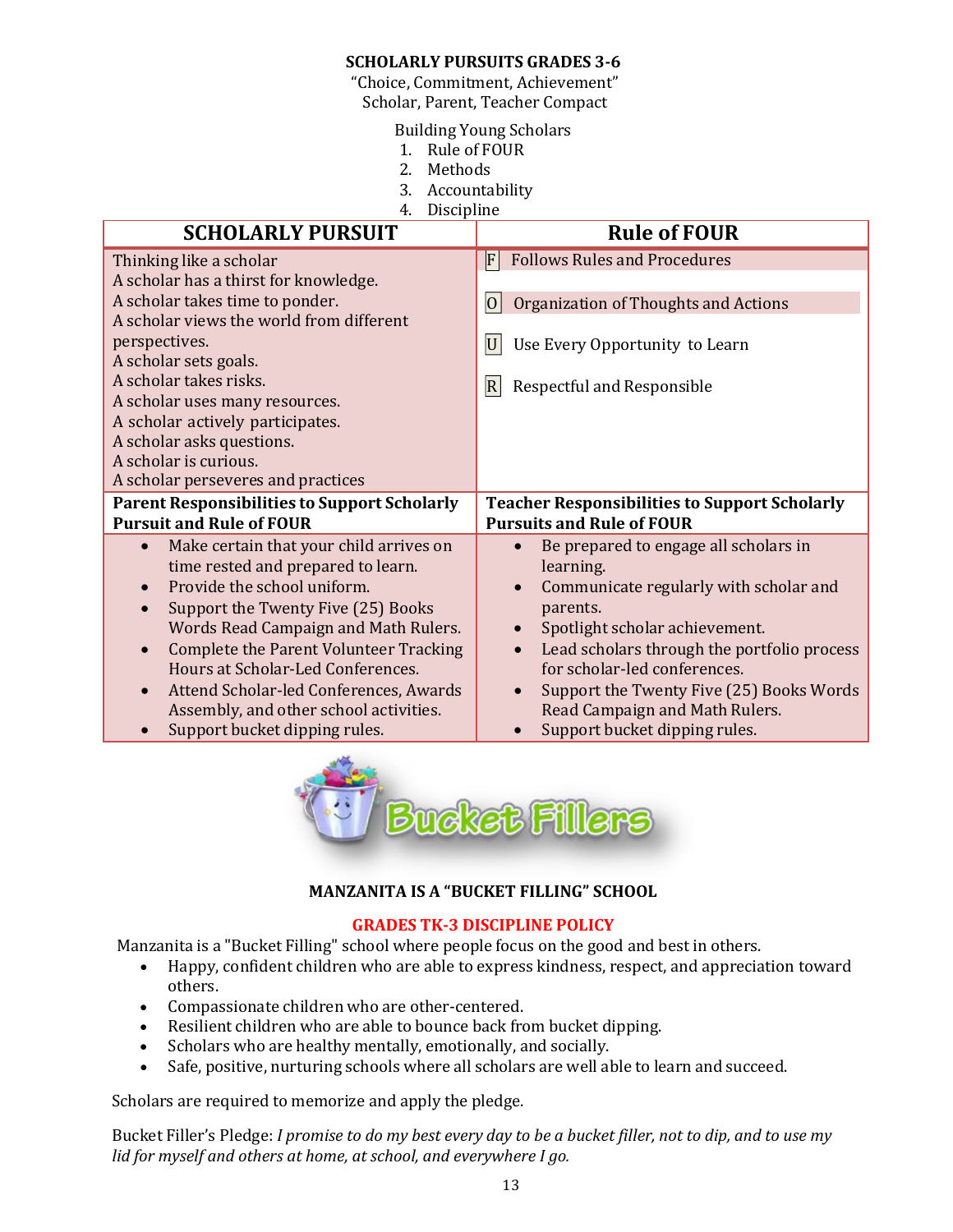**SCHOLARLY PURSUITS GRADES 3-6**

"Choice, Commitment, Achievement"
Scholar, Parent, Teacher Compact

Building Young Scholars

1. Rule of FOUR
2. Methods
3. Accountability
4. Discipline

| **SCHOLARLY PURSUIT** | **Rule of FOUR** |
|---|---|
| Thinking like a scholar<br>A scholar has a thirst for knowledge.<br>A scholar takes time to ponder.<br>A scholar views the world from different perspectives.<br>A scholar sets goals.<br>A scholar takes risks.<br>A scholar uses many resources.<br>A scholar actively participates.<br>A scholar asks questions.<br>A scholar is curious.<br>A scholar perseveres and practices | F Follows Rules and Procedures<br>O Organization of Thoughts and Actions<br>U Use Every Opportunity to Learn<br>R Respectful and Responsible |
| **Parent Responsibilities to Support Scholarly Pursuit and Rule of FOUR** | **Teacher Responsibilities to Support Scholarly Pursuits and Rule of FOUR** |
| • Make certain that your child arrives on time rested and prepared to learn.<br>• Provide the school uniform.<br>• Support the Twenty Five (25) Books Words Read Campaign and Math Rulers.<br>• Complete the Parent Volunteer Tracking Hours at Scholar-Led Conferences.<br>• Attend Scholar-led Conferences, Awards Assembly, and other school activities.<br>• Support bucket dipping rules. | • Be prepared to engage all scholars in learning.<br>• Communicate regularly with scholar and parents.<br>• Spotlight scholar achievement.<br>• Lead scholars through the portfolio process for scholar-led conferences.<br>• Support the Twenty Five (25) Books Words Read Campaign and Math Rulers.<br>• Support bucket dipping rules. |

Bucket Fillers

**MANZANITA IS A "BUCKET FILLING" SCHOOL**

**GRADES TK-3 DISCIPLINE POLICY**

Manzanita is a "Bucket Filling" school where people focus on the good and best in others.

- Happy, confident children who are able to express kindness, respect, and appreciation toward others.
- Compassionate children who are other-centered.
- Resilient children who are able to bounce back from bucket dipping.
- Scholars who are healthy mentally, emotionally, and socially.
- Safe, positive, nurturing schools where all scholars are well able to learn and succeed.

Scholars are required to memorize and apply the pledge.

Bucket Filler's Pledge: *I promise to do my best every day to be a bucket filler, not to dip, and to use my lid for myself and others at home, at school, and everywhere I go.*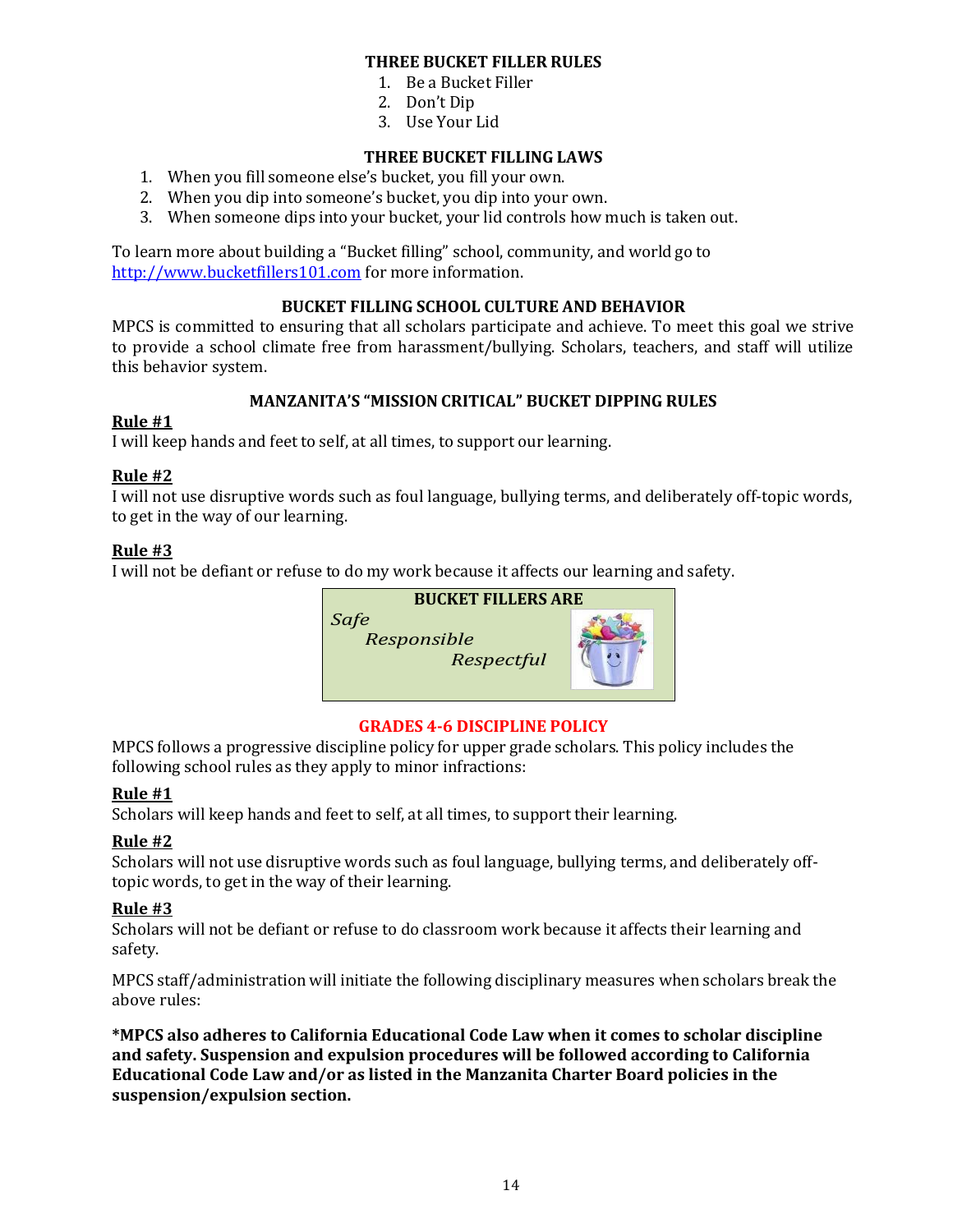### THREE BUCKET FILLER RULES

1. Be a Bucket Filler
2. Don't Dip
3. Use Your Lid

### THREE BUCKET FILLING LAWS

1. When you fill someone else's bucket, you fill your own.
2. When you dip into someone's bucket, you dip into your own.
3. When someone dips into your bucket, your lid controls how much is taken out.

To learn more about building a "Bucket filling" school, community, and world go to [http://www.bucketfillers101.com](http://www.bucketfillers101.com) for more information.

### BUCKET FILLING SCHOOL CULTURE AND BEHAVIOR

MPCS is committed to ensuring that all scholars participate and achieve. To meet this goal we strive to provide a school climate free from harassment/bullying. Scholars, teachers, and staff will utilize this behavior system.

### MANZANITA'S "MISSION CRITICAL" BUCKET DIPPING RULES

**Rule #1**
I will keep hands and feet to self, at all times, to support our learning.

**Rule #2**
I will not use disruptive words such as foul language, bullying terms, and deliberately off-topic words, to get in the way of our learning.

**Rule #3**
I will not be defiant or refuse to do my work because it affects our learning and safety.

**BUCKET FILLERS ARE**

*Safe*
*Responsible*
*Respectful*

### GRADES 4-6 DISCIPLINE POLICY

MPCS follows a progressive discipline policy for upper grade scholars. This policy includes the following school rules as they apply to minor infractions:

**Rule #1**
Scholars will keep hands and feet to self, at all times, to support their learning.

**Rule #2**
Scholars will not use disruptive words such as foul language, bullying terms, and deliberately off-topic words, to get in the way of their learning.

**Rule #3**
Scholars will not be defiant or refuse to do classroom work because it affects their learning and safety.

MPCS staff/administration will initiate the following disciplinary measures when scholars break the above rules:

**\*MPCS also adheres to California Educational Code Law when it comes to scholar discipline and safety. Suspension and expulsion procedures will be followed according to California Educational Code Law and/or as listed in the Manzanita Charter Board policies in the suspension/expulsion section.**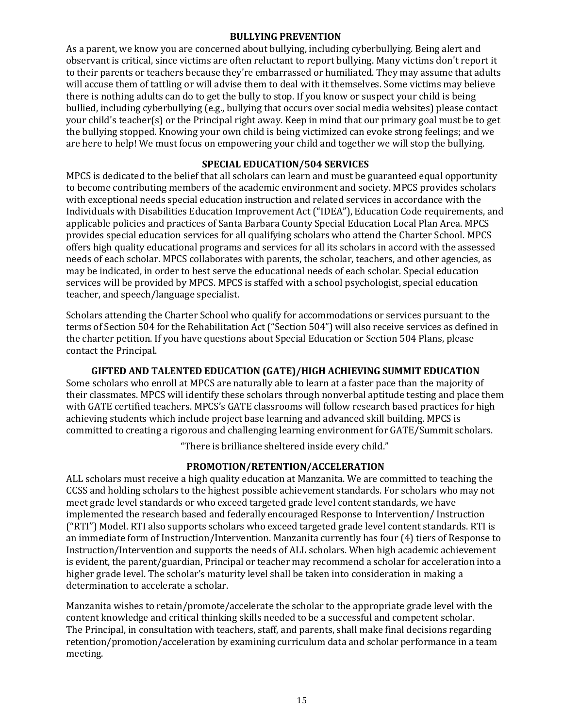## BULLYING PREVENTION

As a parent, we know you are concerned about bullying, including cyberbullying. Being alert and observant is critical, since victims are often reluctant to report bullying. Many victims don't report it to their parents or teachers because they're embarrassed or humiliated. They may assume that adults will accuse them of tattling or will advise them to deal with it themselves. Some victims may believe there is nothing adults can do to get the bully to stop. If you know or suspect your child is being bullied, including cyberbullying (e.g., bullying that occurs over social media websites) please contact your child's teacher(s) or the Principal right away. Keep in mind that our primary goal must be to get the bullying stopped. Knowing your own child is being victimized can evoke strong feelings; and we are here to help! We must focus on empowering your child and together we will stop the bullying.

## SPECIAL EDUCATION/504 SERVICES

MPCS is dedicated to the belief that all scholars can learn and must be guaranteed equal opportunity to become contributing members of the academic environment and society. MPCS provides scholars with exceptional needs special education instruction and related services in accordance with the Individuals with Disabilities Education Improvement Act ("IDEA"), Education Code requirements, and applicable policies and practices of Santa Barbara County Special Education Local Plan Area. MPCS provides special education services for all qualifying scholars who attend the Charter School. MPCS offers high quality educational programs and services for all its scholars in accord with the assessed needs of each scholar. MPCS collaborates with parents, the scholar, teachers, and other agencies, as may be indicated, in order to best serve the educational needs of each scholar. Special education services will be provided by MPCS. MPCS is staffed with a school psychologist, special education teacher, and speech/language specialist.

Scholars attending the Charter School who qualify for accommodations or services pursuant to the terms of Section 504 for the Rehabilitation Act ("Section 504") will also receive services as defined in the charter petition. If you have questions about Special Education or Section 504 Plans, please contact the Principal.

## GIFTED AND TALENTED EDUCATION (GATE)/HIGH ACHIEVING SUMMIT EDUCATION

Some scholars who enroll at MPCS are naturally able to learn at a faster pace than the majority of their classmates. MPCS will identify these scholars through nonverbal aptitude testing and place them with GATE certified teachers. MPCS's GATE classrooms will follow research based practices for high achieving students which include project base learning and advanced skill building. MPCS is committed to creating a rigorous and challenging learning environment for GATE/Summit scholars.

"There is brilliance sheltered inside every child."

## PROMOTION/RETENTION/ACCELERATION

ALL scholars must receive a high quality education at Manzanita. We are committed to teaching the CCSS and holding scholars to the highest possible achievement standards. For scholars who may not meet grade level standards or who exceed targeted grade level content standards, we have implemented the research based and federally encouraged Response to Intervention/ Instruction ("RTI") Model. RTI also supports scholars who exceed targeted grade level content standards. RTI is an immediate form of Instruction/Intervention. Manzanita currently has four (4) tiers of Response to Instruction/Intervention and supports the needs of ALL scholars. When high academic achievement is evident, the parent/guardian, Principal or teacher may recommend a scholar for acceleration into a higher grade level. The scholar's maturity level shall be taken into consideration in making a determination to accelerate a scholar.

Manzanita wishes to retain/promote/accelerate the scholar to the appropriate grade level with the content knowledge and critical thinking skills needed to be a successful and competent scholar. The Principal, in consultation with teachers, staff, and parents, shall make final decisions regarding retention/promotion/acceleration by examining curriculum data and scholar performance in a team meeting.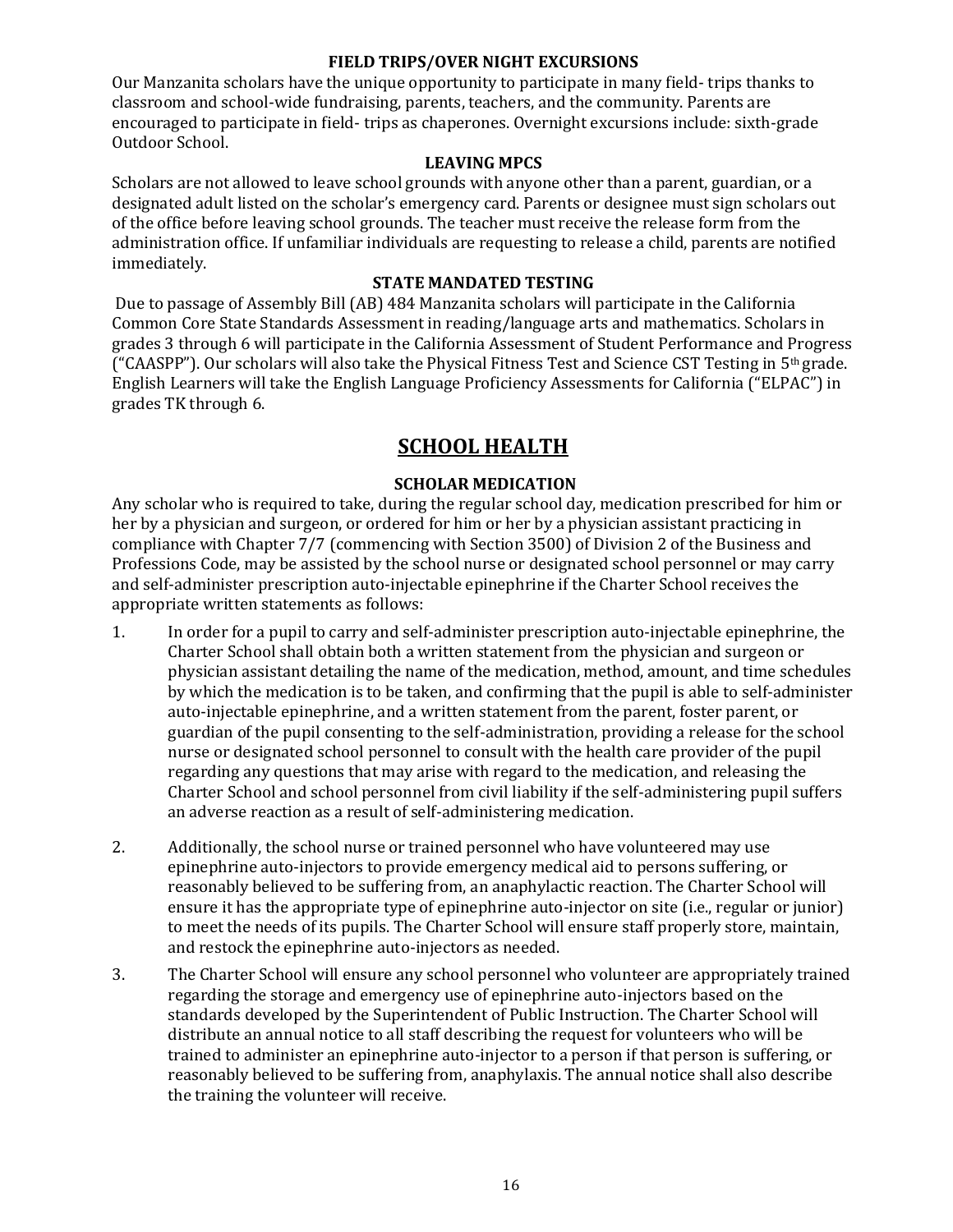### FIELD TRIPS/OVER NIGHT EXCURSIONS

Our Manzanita scholars have the unique opportunity to participate in many field- trips thanks to classroom and school-wide fundraising, parents, teachers, and the community. Parents are encouraged to participate in field- trips as chaperones. Overnight excursions include: sixth-grade Outdoor School.

### LEAVING MPCS

Scholars are not allowed to leave school grounds with anyone other than a parent, guardian, or a designated adult listed on the scholar's emergency card. Parents or designee must sign scholars out of the office before leaving school grounds. The teacher must receive the release form from the administration office. If unfamiliar individuals are requesting to release a child, parents are notified immediately.

### STATE MANDATED TESTING

Due to passage of Assembly Bill (AB) 484 Manzanita scholars will participate in the California Common Core State Standards Assessment in reading/language arts and mathematics. Scholars in grades 3 through 6 will participate in the California Assessment of Student Performance and Progress ("CAASPP"). Our scholars will also take the Physical Fitness Test and Science CST Testing in 5th grade. English Learners will take the English Language Proficiency Assessments for California ("ELPAC") in grades TK through 6.

## SCHOOL HEALTH

### SCHOLAR MEDICATION

Any scholar who is required to take, during the regular school day, medication prescribed for him or her by a physician and surgeon, or ordered for him or her by a physician assistant practicing in compliance with Chapter 7/7 (commencing with Section 3500) of Division 2 of the Business and Professions Code, may be assisted by the school nurse or designated school personnel or may carry and self-administer prescription auto-injectable epinephrine if the Charter School receives the appropriate written statements as follows:

1. In order for a pupil to carry and self-administer prescription auto-injectable epinephrine, the Charter School shall obtain both a written statement from the physician and surgeon or physician assistant detailing the name of the medication, method, amount, and time schedules by which the medication is to be taken, and confirming that the pupil is able to self-administer auto-injectable epinephrine, and a written statement from the parent, foster parent, or guardian of the pupil consenting to the self-administration, providing a release for the school nurse or designated school personnel to consult with the health care provider of the pupil regarding any questions that may arise with regard to the medication, and releasing the Charter School and school personnel from civil liability if the self-administering pupil suffers an adverse reaction as a result of self-administering medication.

2. Additionally, the school nurse or trained personnel who have volunteered may use epinephrine auto-injectors to provide emergency medical aid to persons suffering, or reasonably believed to be suffering from, an anaphylactic reaction. The Charter School will ensure it has the appropriate type of epinephrine auto-injector on site (i.e., regular or junior) to meet the needs of its pupils. The Charter School will ensure staff properly store, maintain, and restock the epinephrine auto-injectors as needed.

3. The Charter School will ensure any school personnel who volunteer are appropriately trained regarding the storage and emergency use of epinephrine auto-injectors based on the standards developed by the Superintendent of Public Instruction. The Charter School will distribute an annual notice to all staff describing the request for volunteers who will be trained to administer an epinephrine auto-injector to a person if that person is suffering, or reasonably believed to be suffering from, anaphylaxis. The annual notice shall also describe the training the volunteer will receive.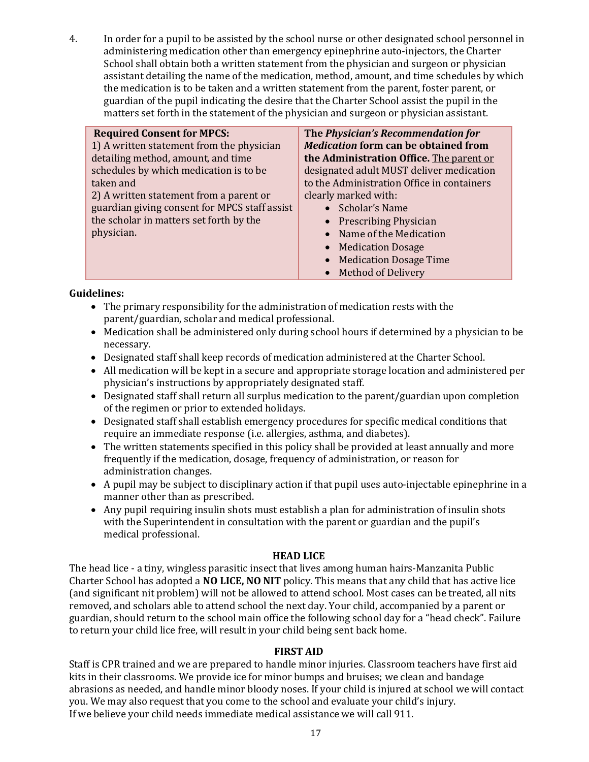4. In order for a pupil to be assisted by the school nurse or other designated school personnel in administering medication other than emergency epinephrine auto-injectors, the Charter School shall obtain both a written statement from the physician and surgeon or physician assistant detailing the name of the medication, method, amount, and time schedules by which the medication is to be taken and a written statement from the parent, foster parent, or guardian of the pupil indicating the desire that the Charter School assist the pupil in the matters set forth in the statement of the physician and surgeon or physician assistant.

| **Required Consent for MPCS:** 1) A written statement from the physician detailing method, amount, and time schedules by which medication is to be taken and 2) A written statement from a parent or guardian giving consent for MPCS staff assist the scholar in matters set forth by the physician. | **The *Physician's Recommendation for Medication* form can be obtained from the Administration Office.** The parent or designated adult MUST deliver medication to the Administration Office in containers clearly marked with: • Scholar's Name • Prescribing Physician • Name of the Medication • Medication Dosage • Medication Dosage Time • Method of Delivery |
|---|---|

**Guidelines:**

- The primary responsibility for the administration of medication rests with the parent/guardian, scholar and medical professional.
- Medication shall be administered only during school hours if determined by a physician to be necessary.
- Designated staff shall keep records of medication administered at the Charter School.
- All medication will be kept in a secure and appropriate storage location and administered per physician's instructions by appropriately designated staff.
- Designated staff shall return all surplus medication to the parent/guardian upon completion of the regimen or prior to extended holidays.
- Designated staff shall establish emergency procedures for specific medical conditions that require an immediate response (i.e. allergies, asthma, and diabetes).
- The written statements specified in this policy shall be provided at least annually and more frequently if the medication, dosage, frequency of administration, or reason for administration changes.
- A pupil may be subject to disciplinary action if that pupil uses auto-injectable epinephrine in a manner other than as prescribed.
- Any pupil requiring insulin shots must establish a plan for administration of insulin shots with the Superintendent in consultation with the parent or guardian and the pupil's medical professional.

## HEAD LICE

The head lice - a tiny, wingless parasitic insect that lives among human hairs-Manzanita Public Charter School has adopted a **NO LICE, NO NIT** policy. This means that any child that has active lice (and significant nit problem) will not be allowed to attend school. Most cases can be treated, all nits removed, and scholars able to attend school the next day. Your child, accompanied by a parent or guardian, should return to the school main office the following school day for a "head check". Failure to return your child lice free, will result in your child being sent back home.

## FIRST AID

Staff is CPR trained and we are prepared to handle minor injuries. Classroom teachers have first aid kits in their classrooms. We provide ice for minor bumps and bruises; we clean and bandage abrasions as needed, and handle minor bloody noses. If your child is injured at school we will contact you. We may also request that you come to the school and evaluate your child's injury.
If we believe your child needs immediate medical assistance we will call 911.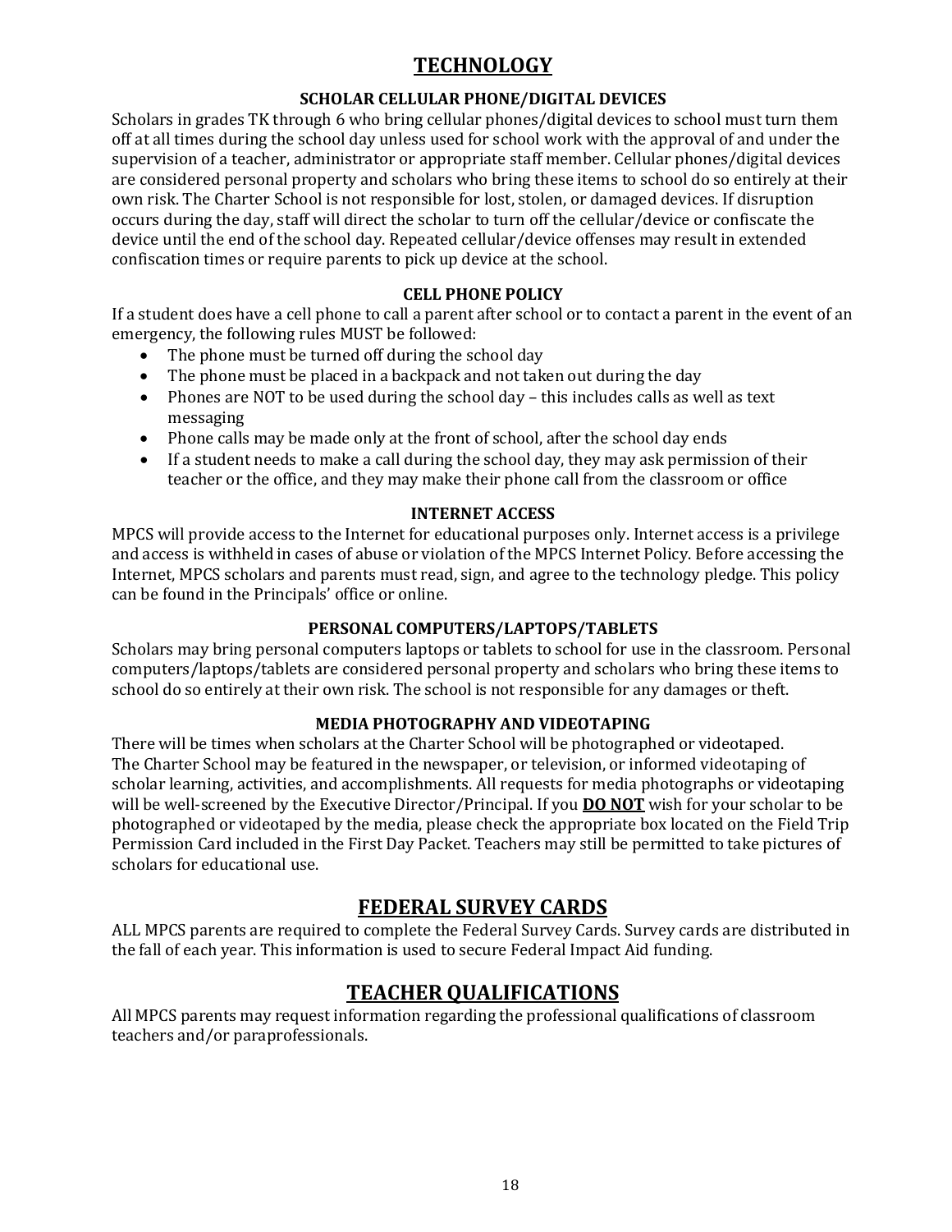# TECHNOLOGY

### SCHOLAR CELLULAR PHONE/DIGITAL DEVICES

Scholars in grades TK through 6 who bring cellular phones/digital devices to school must turn them off at all times during the school day unless used for school work with the approval of and under the supervision of a teacher, administrator or appropriate staff member. Cellular phones/digital devices are considered personal property and scholars who bring these items to school do so entirely at their own risk. The Charter School is not responsible for lost, stolen, or damaged devices. If disruption occurs during the day, staff will direct the scholar to turn off the cellular/device or confiscate the device until the end of the school day. Repeated cellular/device offenses may result in extended confiscation times or require parents to pick up device at the school.

### CELL PHONE POLICY

If a student does have a cell phone to call a parent after school or to contact a parent in the event of an emergency, the following rules MUST be followed:

- The phone must be turned off during the school day
- The phone must be placed in a backpack and not taken out during the day
- Phones are NOT to be used during the school day – this includes calls as well as text messaging
- Phone calls may be made only at the front of school, after the school day ends
- If a student needs to make a call during the school day, they may ask permission of their teacher or the office, and they may make their phone call from the classroom or office

### INTERNET ACCESS

MPCS will provide access to the Internet for educational purposes only. Internet access is a privilege and access is withheld in cases of abuse or violation of the MPCS Internet Policy. Before accessing the Internet, MPCS scholars and parents must read, sign, and agree to the technology pledge. This policy can be found in the Principals' office or online.

### PERSONAL COMPUTERS/LAPTOPS/TABLETS

Scholars may bring personal computers laptops or tablets to school for use in the classroom. Personal computers/laptops/tablets are considered personal property and scholars who bring these items to school do so entirely at their own risk. The school is not responsible for any damages or theft.

### MEDIA PHOTOGRAPHY AND VIDEOTAPING

There will be times when scholars at the Charter School will be photographed or videotaped. The Charter School may be featured in the newspaper, or television, or informed videotaping of scholar learning, activities, and accomplishments. All requests for media photographs or videotaping will be well-screened by the Executive Director/Principal. If you **DO NOT** wish for your scholar to be photographed or videotaped by the media, please check the appropriate box located on the Field Trip Permission Card included in the First Day Packet. Teachers may still be permitted to take pictures of scholars for educational use.

# FEDERAL SURVEY CARDS

ALL MPCS parents are required to complete the Federal Survey Cards. Survey cards are distributed in the fall of each year. This information is used to secure Federal Impact Aid funding.

# TEACHER QUALIFICATIONS

All MPCS parents may request information regarding the professional qualifications of classroom teachers and/or paraprofessionals.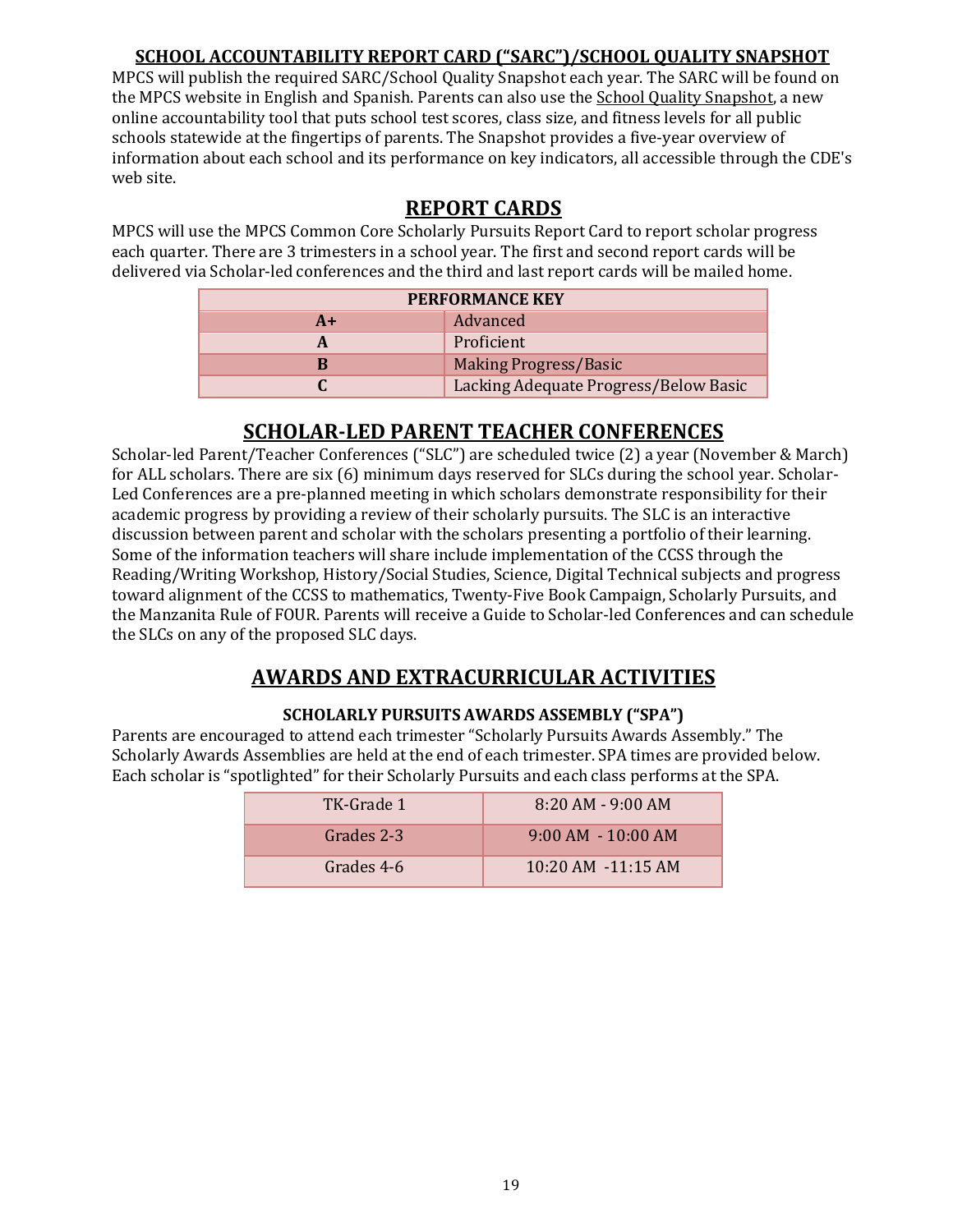## SCHOOL ACCOUNTABILITY REPORT CARD ("SARC")/SCHOOL QUALITY SNAPSHOT

MPCS will publish the required SARC/School Quality Snapshot each year. The SARC will be found on the MPCS website in English and Spanish. Parents can also use the School Quality Snapshot, a new online accountability tool that puts school test scores, class size, and fitness levels for all public schools statewide at the fingertips of parents. The Snapshot provides a five-year overview of information about each school and its performance on key indicators, all accessible through the CDE's web site.

# REPORT CARDS

MPCS will use the MPCS Common Core Scholarly Pursuits Report Card to report scholar progress each quarter. There are 3 trimesters in a school year. The first and second report cards will be delivered via Scholar-led conferences and the third and last report cards will be mailed home.

| PERFORMANCE KEY | |
|---|---|
| **A+** | Advanced |
| **A** | Proficient |
| **B** | Making Progress/Basic |
| **C** | Lacking Adequate Progress/Below Basic |

# SCHOLAR-LED PARENT TEACHER CONFERENCES

Scholar-led Parent/Teacher Conferences ("SLC") are scheduled twice (2) a year (November & March) for ALL scholars. There are six (6) minimum days reserved for SLCs during the school year. Scholar-Led Conferences are a pre-planned meeting in which scholars demonstrate responsibility for their academic progress by providing a review of their scholarly pursuits. The SLC is an interactive discussion between parent and scholar with the scholars presenting a portfolio of their learning. Some of the information teachers will share include implementation of the CCSS through the Reading/Writing Workshop, History/Social Studies, Science, Digital Technical subjects and progress toward alignment of the CCSS to mathematics, Twenty-Five Book Campaign, Scholarly Pursuits, and the Manzanita Rule of FOUR. Parents will receive a Guide to Scholar-led Conferences and can schedule the SLCs on any of the proposed SLC days.

# AWARDS AND EXTRACURRICULAR ACTIVITIES

### SCHOLARLY PURSUITS AWARDS ASSEMBLY ("SPA")

Parents are encouraged to attend each trimester "Scholarly Pursuits Awards Assembly." The Scholarly Awards Assemblies are held at the end of each trimester. SPA times are provided below. Each scholar is "spotlighted" for their Scholarly Pursuits and each class performs at the SPA.

| | |
|---|---|
| TK-Grade 1 | 8:20 AM - 9:00 AM |
| Grades 2-3 | 9:00 AM - 10:00 AM |
| Grades 4-6 | 10:20 AM -11:15 AM |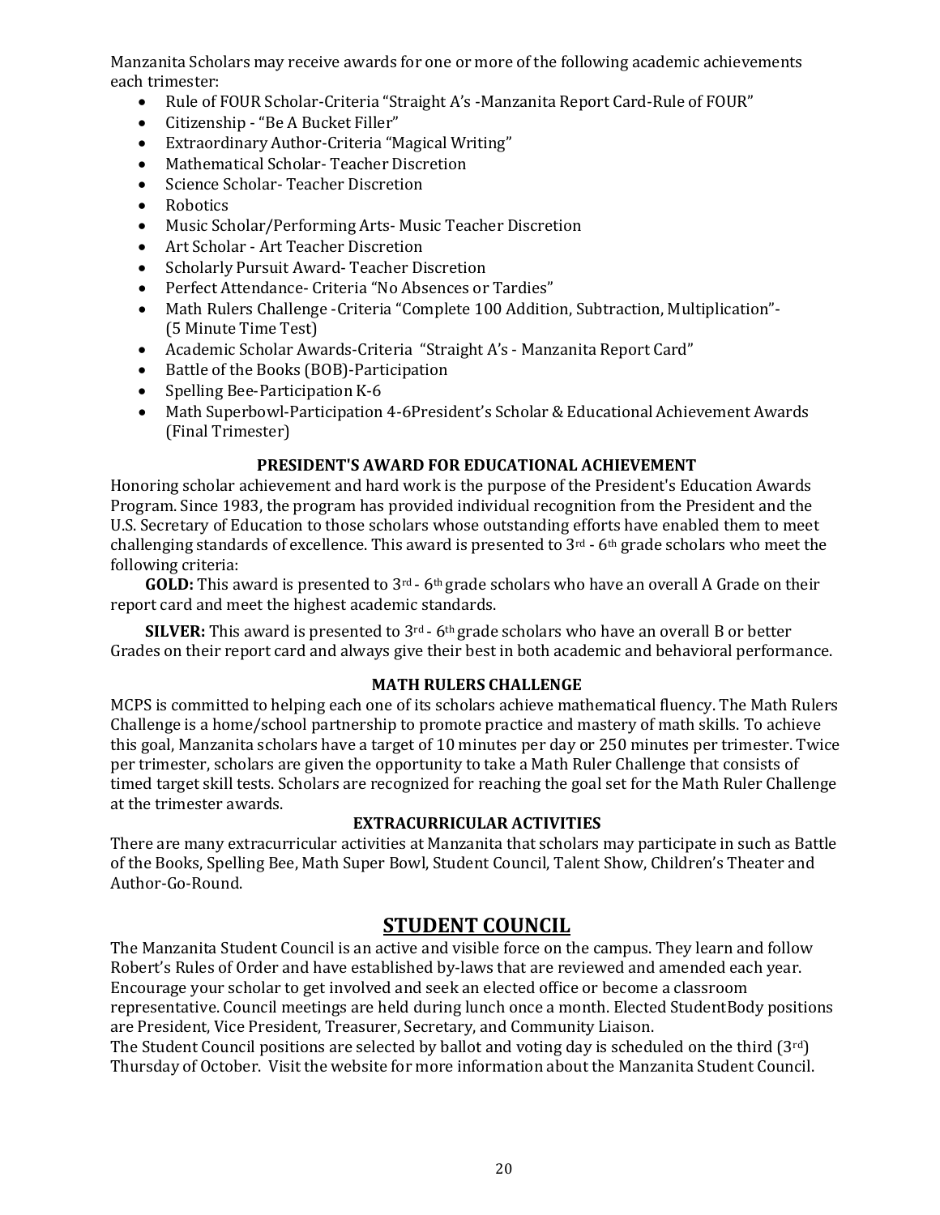Manzanita Scholars may receive awards for one or more of the following academic achievements each trimester:

- Rule of FOUR Scholar-Criteria "Straight A's -Manzanita Report Card-Rule of FOUR"
- Citizenship - "Be A Bucket Filler"
- Extraordinary Author-Criteria "Magical Writing"
- Mathematical Scholar- Teacher Discretion
- Science Scholar- Teacher Discretion
- Robotics
- Music Scholar/Performing Arts- Music Teacher Discretion
- Art Scholar - Art Teacher Discretion
- Scholarly Pursuit Award- Teacher Discretion
- Perfect Attendance- Criteria "No Absences or Tardies"
- Math Rulers Challenge -Criteria "Complete 100 Addition, Subtraction, Multiplication"- (5 Minute Time Test)
- Academic Scholar Awards-Criteria "Straight A's - Manzanita Report Card"
- Battle of the Books (BOB)-Participation
- Spelling Bee-Participation K-6
- Math Superbowl-Participation 4-6President's Scholar & Educational Achievement Awards (Final Trimester)

### PRESIDENT'S AWARD FOR EDUCATIONAL ACHIEVEMENT

Honoring scholar achievement and hard work is the purpose of the President's Education Awards Program. Since 1983, the program has provided individual recognition from the President and the U.S. Secretary of Education to those scholars whose outstanding efforts have enabled them to meet challenging standards of excellence. This award is presented to 3rd - 6th grade scholars who meet the following criteria:

**GOLD:** This award is presented to 3rd - 6th grade scholars who have an overall A Grade on their report card and meet the highest academic standards.

**SILVER:** This award is presented to 3rd - 6th grade scholars who have an overall B or better Grades on their report card and always give their best in both academic and behavioral performance.

### MATH RULERS CHALLENGE

MCPS is committed to helping each one of its scholars achieve mathematical fluency. The Math Rulers Challenge is a home/school partnership to promote practice and mastery of math skills. To achieve this goal, Manzanita scholars have a target of 10 minutes per day or 250 minutes per trimester. Twice per trimester, scholars are given the opportunity to take a Math Ruler Challenge that consists of timed target skill tests. Scholars are recognized for reaching the goal set for the Math Ruler Challenge at the trimester awards.

### EXTRACURRICULAR ACTIVITIES

There are many extracurricular activities at Manzanita that scholars may participate in such as Battle of the Books, Spelling Bee, Math Super Bowl, Student Council, Talent Show, Children's Theater and Author-Go-Round.

## STUDENT COUNCIL

The Manzanita Student Council is an active and visible force on the campus. They learn and follow Robert's Rules of Order and have established by-laws that are reviewed and amended each year. Encourage your scholar to get involved and seek an elected office or become a classroom representative. Council meetings are held during lunch once a month. Elected StudentBody positions are President, Vice President, Treasurer, Secretary, and Community Liaison.
The Student Council positions are selected by ballot and voting day is scheduled on the third (3rd) Thursday of October. Visit the website for more information about the Manzanita Student Council.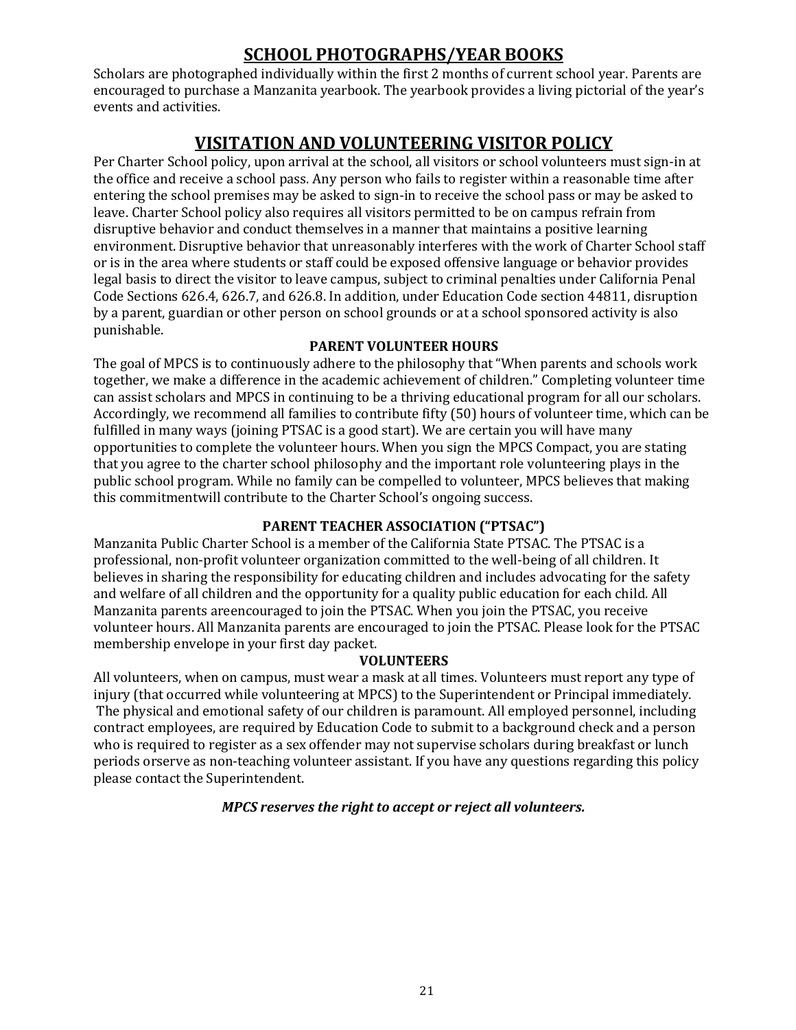## SCHOOL PHOTOGRAPHS/YEAR BOOKS

Scholars are photographed individually within the first 2 months of current school year. Parents are encouraged to purchase a Manzanita yearbook. The yearbook provides a living pictorial of the year's events and activities.

## VISITATION AND VOLUNTEERING VISITOR POLICY

Per Charter School policy, upon arrival at the school, all visitors or school volunteers must sign-in at the office and receive a school pass. Any person who fails to register within a reasonable time after entering the school premises may be asked to sign-in to receive the school pass or may be asked to leave. Charter School policy also requires all visitors permitted to be on campus refrain from disruptive behavior and conduct themselves in a manner that maintains a positive learning environment. Disruptive behavior that unreasonably interferes with the work of Charter School staff or is in the area where students or staff could be exposed offensive language or behavior provides legal basis to direct the visitor to leave campus, subject to criminal penalties under California Penal Code Sections 626.4, 626.7, and 626.8. In addition, under Education Code section 44811, disruption by a parent, guardian or other person on school grounds or at a school sponsored activity is also punishable.

### PARENT VOLUNTEER HOURS

The goal of MPCS is to continuously adhere to the philosophy that "When parents and schools work together, we make a difference in the academic achievement of children." Completing volunteer time can assist scholars and MPCS in continuing to be a thriving educational program for all our scholars. Accordingly, we recommend all families to contribute fifty (50) hours of volunteer time, which can be fulfilled in many ways (joining PTSAC is a good start). We are certain you will have many opportunities to complete the volunteer hours. When you sign the MPCS Compact, you are stating that you agree to the charter school philosophy and the important role volunteering plays in the public school program. While no family can be compelled to volunteer, MPCS believes that making this commitmentwill contribute to the Charter School's ongoing success.

### PARENT TEACHER ASSOCIATION ("PTSAC")

Manzanita Public Charter School is a member of the California State PTSAC. The PTSAC is a professional, non-profit volunteer organization committed to the well-being of all children. It believes in sharing the responsibility for educating children and includes advocating for the safety and welfare of all children and the opportunity for a quality public education for each child. All Manzanita parents areencouraged to join the PTSAC. When you join the PTSAC, you receive volunteer hours. All Manzanita parents are encouraged to join the PTSAC. Please look for the PTSAC membership envelope in your first day packet.

### VOLUNTEERS

All volunteers, when on campus, must wear a mask at all times. Volunteers must report any type of injury (that occurred while volunteering at MPCS) to the Superintendent or Principal immediately. The physical and emotional safety of our children is paramount. All employed personnel, including contract employees, are required by Education Code to submit to a background check and a person who is required to register as a sex offender may not supervise scholars during breakfast or lunch periods orserve as non-teaching volunteer assistant. If you have any questions regarding this policy please contact the Superintendent.

***MPCS reserves the right to accept or reject all volunteers.***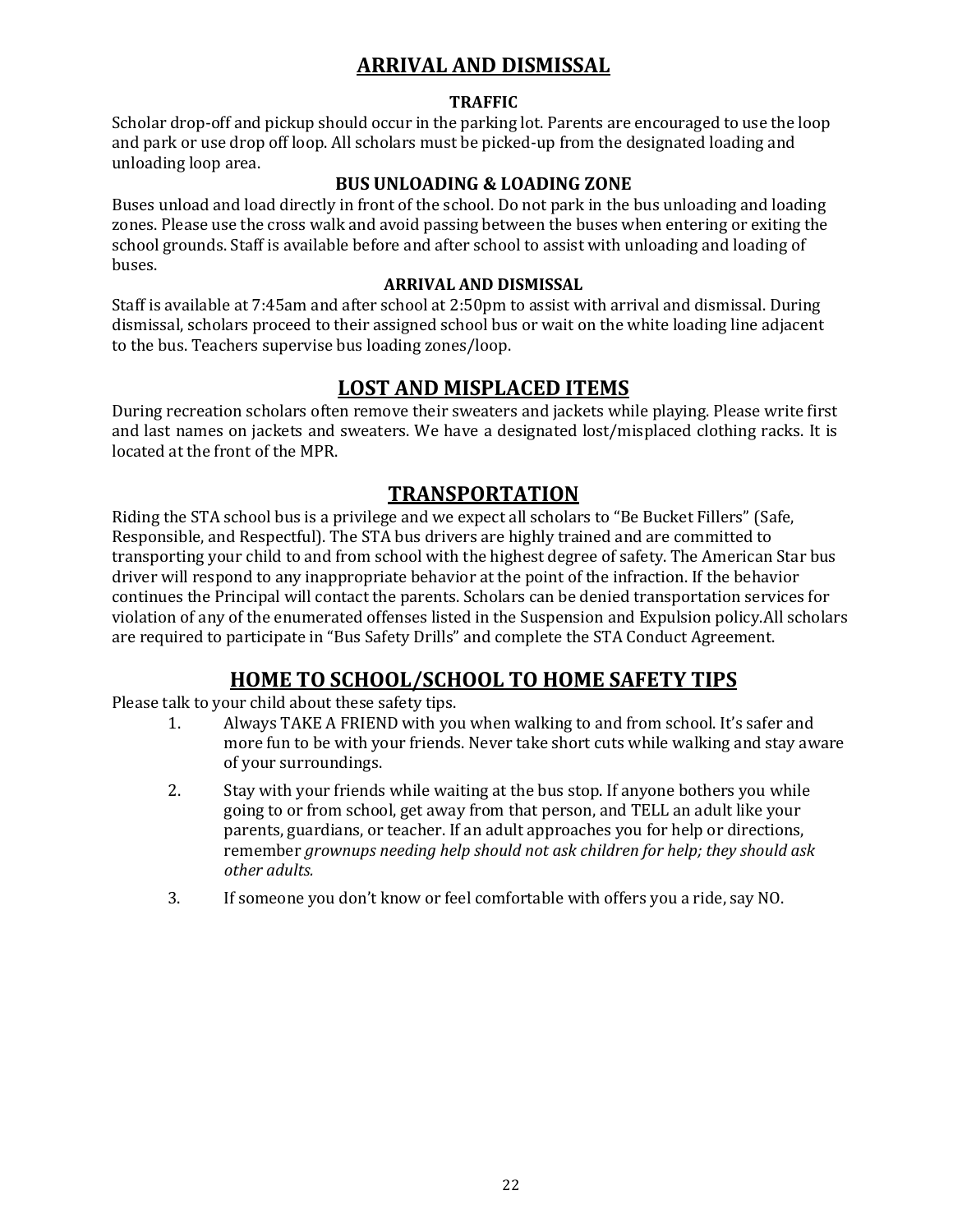## ARRIVAL AND DISMISSAL

### TRAFFIC

Scholar drop-off and pickup should occur in the parking lot. Parents are encouraged to use the loop and park or use drop off loop. All scholars must be picked-up from the designated loading and unloading loop area.

### BUS UNLOADING & LOADING ZONE

Buses unload and load directly in front of the school. Do not park in the bus unloading and loading zones. Please use the cross walk and avoid passing between the buses when entering or exiting the school grounds. Staff is available before and after school to assist with unloading and loading of buses.

### ARRIVAL AND DISMISSAL

Staff is available at 7:45am and after school at 2:50pm to assist with arrival and dismissal. During dismissal, scholars proceed to their assigned school bus or wait on the white loading line adjacent to the bus. Teachers supervise bus loading zones/loop.

## LOST AND MISPLACED ITEMS

During recreation scholars often remove their sweaters and jackets while playing. Please write first and last names on jackets and sweaters. We have a designated lost/misplaced clothing racks. It is located at the front of the MPR.

## TRANSPORTATION

Riding the STA school bus is a privilege and we expect all scholars to "Be Bucket Fillers" (Safe, Responsible, and Respectful). The STA bus drivers are highly trained and are committed to transporting your child to and from school with the highest degree of safety. The American Star bus driver will respond to any inappropriate behavior at the point of the infraction. If the behavior continues the Principal will contact the parents. Scholars can be denied transportation services for violation of any of the enumerated offenses listed in the Suspension and Expulsion policy.All scholars are required to participate in "Bus Safety Drills" and complete the STA Conduct Agreement.

## HOME TO SCHOOL/SCHOOL TO HOME SAFETY TIPS

Please talk to your child about these safety tips.

1. Always TAKE A FRIEND with you when walking to and from school. It's safer and more fun to be with your friends. Never take short cuts while walking and stay aware of your surroundings.
2. Stay with your friends while waiting at the bus stop. If anyone bothers you while going to or from school, get away from that person, and TELL an adult like your parents, guardians, or teacher. If an adult approaches you for help or directions, remember *grownups needing help should not ask children for help; they should ask other adults.*
3. If someone you don't know or feel comfortable with offers you a ride, say NO.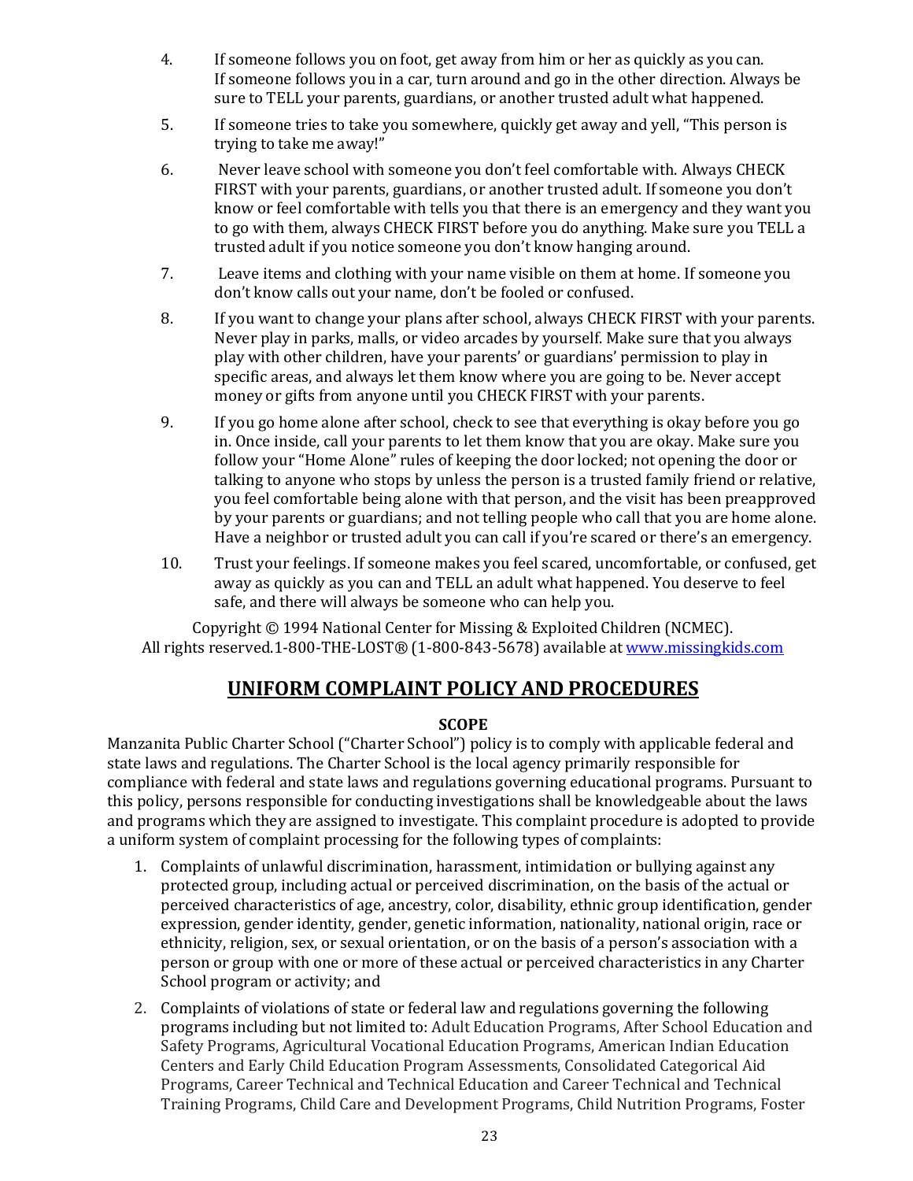4. If someone follows you on foot, get away from him or her as quickly as you can. If someone follows you in a car, turn around and go in the other direction. Always be sure to TELL your parents, guardians, or another trusted adult what happened.

5. If someone tries to take you somewhere, quickly get away and yell, "This person is trying to take me away!"

6. Never leave school with someone you don't feel comfortable with. Always CHECK FIRST with your parents, guardians, or another trusted adult. If someone you don't know or feel comfortable with tells you that there is an emergency and they want you to go with them, always CHECK FIRST before you do anything. Make sure you TELL a trusted adult if you notice someone you don't know hanging around.

7. Leave items and clothing with your name visible on them at home. If someone you don't know calls out your name, don't be fooled or confused.

8. If you want to change your plans after school, always CHECK FIRST with your parents. Never play in parks, malls, or video arcades by yourself. Make sure that you always play with other children, have your parents' or guardians' permission to play in specific areas, and always let them know where you are going to be. Never accept money or gifts from anyone until you CHECK FIRST with your parents.

9. If you go home alone after school, check to see that everything is okay before you go in. Once inside, call your parents to let them know that you are okay. Make sure you follow your "Home Alone" rules of keeping the door locked; not opening the door or talking to anyone who stops by unless the person is a trusted family friend or relative, you feel comfortable being alone with that person, and the visit has been preapproved by your parents or guardians; and not telling people who call that you are home alone. Have a neighbor or trusted adult you can call if you're scared or there's an emergency.

10. Trust your feelings. If someone makes you feel scared, uncomfortable, or confused, get away as quickly as you can and TELL an adult what happened. You deserve to feel safe, and there will always be someone who can help you.

Copyright © 1994 National Center for Missing & Exploited Children (NCMEC). All rights reserved.1-800-THE-LOST® (1-800-843-5678) available at www.missingkids.com

## UNIFORM COMPLAINT POLICY AND PROCEDURES

**SCOPE**

Manzanita Public Charter School ("Charter School") policy is to comply with applicable federal and state laws and regulations. The Charter School is the local agency primarily responsible for compliance with federal and state laws and regulations governing educational programs. Pursuant to this policy, persons responsible for conducting investigations shall be knowledgeable about the laws and programs which they are assigned to investigate. This complaint procedure is adopted to provide a uniform system of complaint processing for the following types of complaints:

1. Complaints of unlawful discrimination, harassment, intimidation or bullying against any protected group, including actual or perceived discrimination, on the basis of the actual or perceived characteristics of age, ancestry, color, disability, ethnic group identification, gender expression, gender identity, gender, genetic information, nationality, national origin, race or ethnicity, religion, sex, or sexual orientation, or on the basis of a person's association with a person or group with one or more of these actual or perceived characteristics in any Charter School program or activity; and

2. Complaints of violations of state or federal law and regulations governing the following programs including but not limited to: Adult Education Programs, After School Education and Safety Programs, Agricultural Vocational Education Programs, American Indian Education Centers and Early Child Education Program Assessments, Consolidated Categorical Aid Programs, Career Technical and Technical Education and Career Technical and Technical Training Programs, Child Care and Development Programs, Child Nutrition Programs, Foster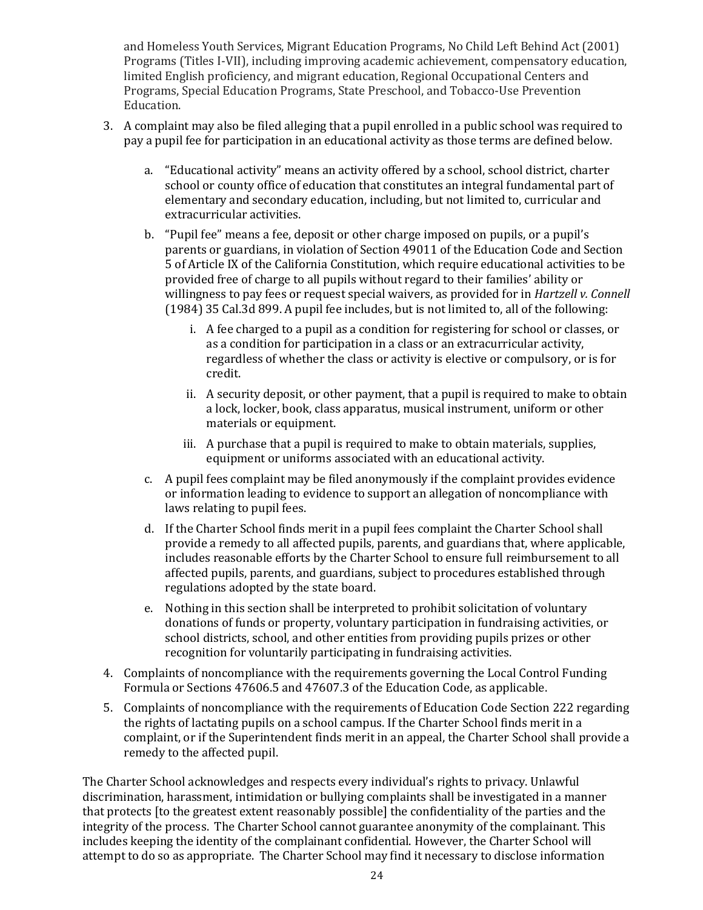and Homeless Youth Services, Migrant Education Programs, No Child Left Behind Act (2001) Programs (Titles I-VII), including improving academic achievement, compensatory education, limited English proficiency, and migrant education, Regional Occupational Centers and Programs, Special Education Programs, State Preschool, and Tobacco-Use Prevention Education.

3. A complaint may also be filed alleging that a pupil enrolled in a public school was required to pay a pupil fee for participation in an educational activity as those terms are defined below.

   a. "Educational activity" means an activity offered by a school, school district, charter school or county office of education that constitutes an integral fundamental part of elementary and secondary education, including, but not limited to, curricular and extracurricular activities.

   b. "Pupil fee" means a fee, deposit or other charge imposed on pupils, or a pupil's parents or guardians, in violation of Section 49011 of the Education Code and Section 5 of Article IX of the California Constitution, which require educational activities to be provided free of charge to all pupils without regard to their families' ability or willingness to pay fees or request special waivers, as provided for in *Hartzell v. Connell* (1984) 35 Cal.3d 899. A pupil fee includes, but is not limited to, all of the following:

      i. A fee charged to a pupil as a condition for registering for school or classes, or as a condition for participation in a class or an extracurricular activity, regardless of whether the class or activity is elective or compulsory, or is for credit.

      ii. A security deposit, or other payment, that a pupil is required to make to obtain a lock, locker, book, class apparatus, musical instrument, uniform or other materials or equipment.

      iii. A purchase that a pupil is required to make to obtain materials, supplies, equipment or uniforms associated with an educational activity.

   c. A pupil fees complaint may be filed anonymously if the complaint provides evidence or information leading to evidence to support an allegation of noncompliance with laws relating to pupil fees.

   d. If the Charter School finds merit in a pupil fees complaint the Charter School shall provide a remedy to all affected pupils, parents, and guardians that, where applicable, includes reasonable efforts by the Charter School to ensure full reimbursement to all affected pupils, parents, and guardians, subject to procedures established through regulations adopted by the state board.

   e. Nothing in this section shall be interpreted to prohibit solicitation of voluntary donations of funds or property, voluntary participation in fundraising activities, or school districts, school, and other entities from providing pupils prizes or other recognition for voluntarily participating in fundraising activities.

4. Complaints of noncompliance with the requirements governing the Local Control Funding Formula or Sections 47606.5 and 47607.3 of the Education Code, as applicable.

5. Complaints of noncompliance with the requirements of Education Code Section 222 regarding the rights of lactating pupils on a school campus. If the Charter School finds merit in a complaint, or if the Superintendent finds merit in an appeal, the Charter School shall provide a remedy to the affected pupil.

The Charter School acknowledges and respects every individual's rights to privacy. Unlawful discrimination, harassment, intimidation or bullying complaints shall be investigated in a manner that protects [to the greatest extent reasonably possible] the confidentiality of the parties and the integrity of the process. The Charter School cannot guarantee anonymity of the complainant. This includes keeping the identity of the complainant confidential. However, the Charter School will attempt to do so as appropriate. The Charter School may find it necessary to disclose information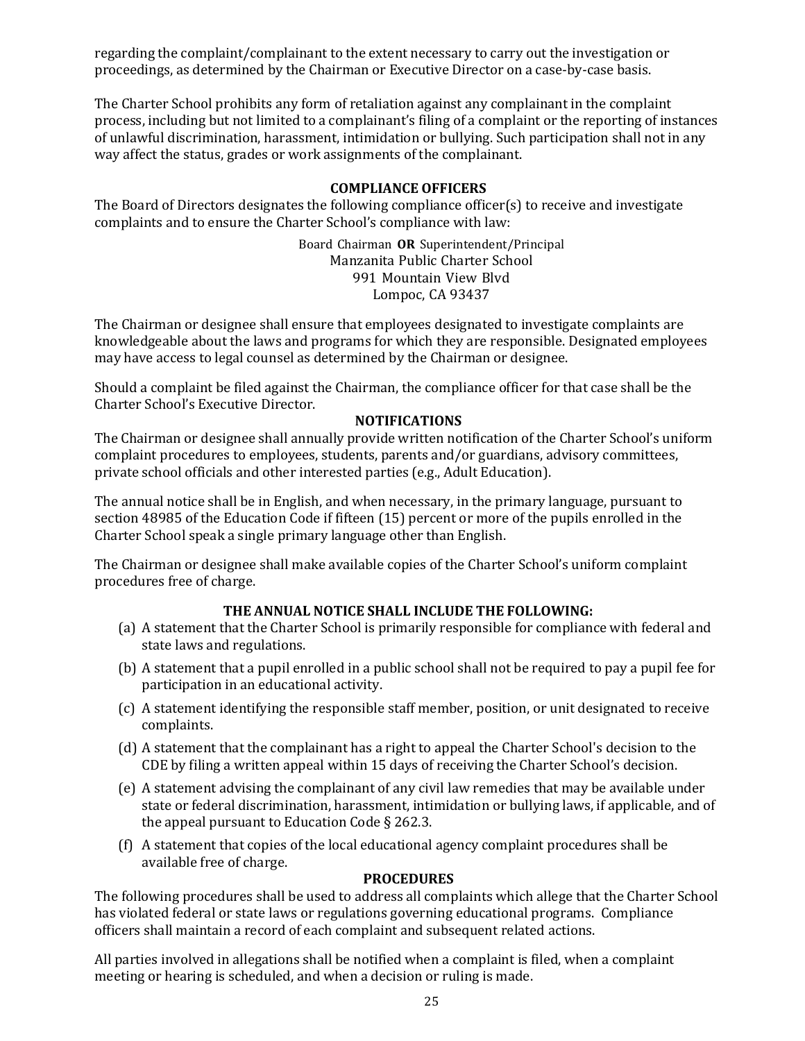regarding the complaint/complainant to the extent necessary to carry out the investigation or proceedings, as determined by the Chairman or Executive Director on a case-by-case basis.

The Charter School prohibits any form of retaliation against any complainant in the complaint process, including but not limited to a complainant's filing of a complaint or the reporting of instances of unlawful discrimination, harassment, intimidation or bullying. Such participation shall not in any way affect the status, grades or work assignments of the complainant.

## COMPLIANCE OFFICERS

The Board of Directors designates the following compliance officer(s) to receive and investigate complaints and to ensure the Charter School's compliance with law:

Board Chairman **OR** Superintendent/Principal
Manzanita Public Charter School
991 Mountain View Blvd
Lompoc, CA 93437

The Chairman or designee shall ensure that employees designated to investigate complaints are knowledgeable about the laws and programs for which they are responsible. Designated employees may have access to legal counsel as determined by the Chairman or designee.

Should a complaint be filed against the Chairman, the compliance officer for that case shall be the Charter School's Executive Director.

## NOTIFICATIONS

The Chairman or designee shall annually provide written notification of the Charter School's uniform complaint procedures to employees, students, parents and/or guardians, advisory committees, private school officials and other interested parties (e.g., Adult Education).

The annual notice shall be in English, and when necessary, in the primary language, pursuant to section 48985 of the Education Code if fifteen (15) percent or more of the pupils enrolled in the Charter School speak a single primary language other than English.

The Chairman or designee shall make available copies of the Charter School's uniform complaint procedures free of charge.

## THE ANNUAL NOTICE SHALL INCLUDE THE FOLLOWING:

(a) A statement that the Charter School is primarily responsible for compliance with federal and state laws and regulations.

(b) A statement that a pupil enrolled in a public school shall not be required to pay a pupil fee for participation in an educational activity.

(c) A statement identifying the responsible staff member, position, or unit designated to receive complaints.

(d) A statement that the complainant has a right to appeal the Charter School's decision to the CDE by filing a written appeal within 15 days of receiving the Charter School's decision.

(e) A statement advising the complainant of any civil law remedies that may be available under state or federal discrimination, harassment, intimidation or bullying laws, if applicable, and of the appeal pursuant to Education Code § 262.3.

(f) A statement that copies of the local educational agency complaint procedures shall be available free of charge.

## PROCEDURES

The following procedures shall be used to address all complaints which allege that the Charter School has violated federal or state laws or regulations governing educational programs. Compliance officers shall maintain a record of each complaint and subsequent related actions.

All parties involved in allegations shall be notified when a complaint is filed, when a complaint meeting or hearing is scheduled, and when a decision or ruling is made.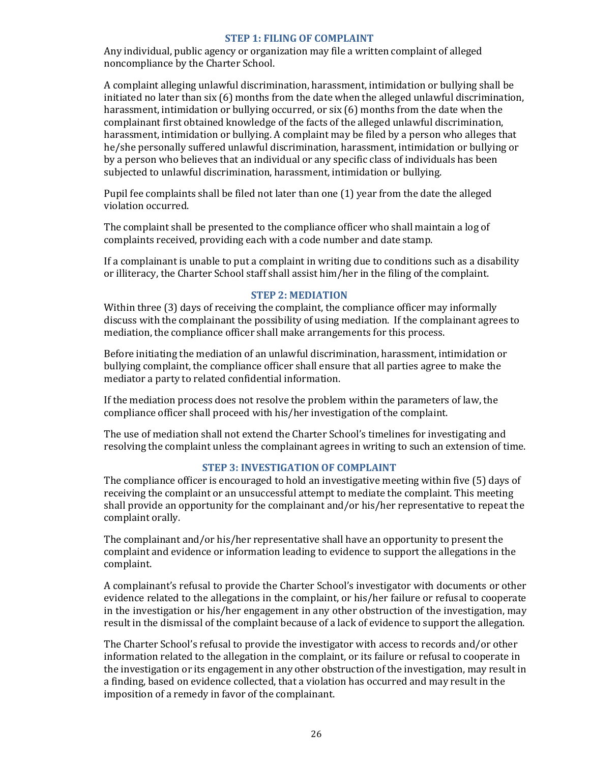### STEP 1: FILING OF COMPLAINT

Any individual, public agency or organization may file a written complaint of alleged noncompliance by the Charter School.

A complaint alleging unlawful discrimination, harassment, intimidation or bullying shall be initiated no later than six (6) months from the date when the alleged unlawful discrimination, harassment, intimidation or bullying occurred, or six (6) months from the date when the complainant first obtained knowledge of the facts of the alleged unlawful discrimination, harassment, intimidation or bullying. A complaint may be filed by a person who alleges that he/she personally suffered unlawful discrimination, harassment, intimidation or bullying or by a person who believes that an individual or any specific class of individuals has been subjected to unlawful discrimination, harassment, intimidation or bullying.

Pupil fee complaints shall be filed not later than one (1) year from the date the alleged violation occurred.

The complaint shall be presented to the compliance officer who shall maintain a log of complaints received, providing each with a code number and date stamp.

If a complainant is unable to put a complaint in writing due to conditions such as a disability or illiteracy, the Charter School staff shall assist him/her in the filing of the complaint.

### STEP 2: MEDIATION

Within three (3) days of receiving the complaint, the compliance officer may informally discuss with the complainant the possibility of using mediation. If the complainant agrees to mediation, the compliance officer shall make arrangements for this process.

Before initiating the mediation of an unlawful discrimination, harassment, intimidation or bullying complaint, the compliance officer shall ensure that all parties agree to make the mediator a party to related confidential information.

If the mediation process does not resolve the problem within the parameters of law, the compliance officer shall proceed with his/her investigation of the complaint.

The use of mediation shall not extend the Charter School's timelines for investigating and resolving the complaint unless the complainant agrees in writing to such an extension of time.

### STEP 3: INVESTIGATION OF COMPLAINT

The compliance officer is encouraged to hold an investigative meeting within five (5) days of receiving the complaint or an unsuccessful attempt to mediate the complaint. This meeting shall provide an opportunity for the complainant and/or his/her representative to repeat the complaint orally.

The complainant and/or his/her representative shall have an opportunity to present the complaint and evidence or information leading to evidence to support the allegations in the complaint.

A complainant's refusal to provide the Charter School's investigator with documents or other evidence related to the allegations in the complaint, or his/her failure or refusal to cooperate in the investigation or his/her engagement in any other obstruction of the investigation, may result in the dismissal of the complaint because of a lack of evidence to support the allegation.

The Charter School's refusal to provide the investigator with access to records and/or other information related to the allegation in the complaint, or its failure or refusal to cooperate in the investigation or its engagement in any other obstruction of the investigation, may result in a finding, based on evidence collected, that a violation has occurred and may result in the imposition of a remedy in favor of the complainant.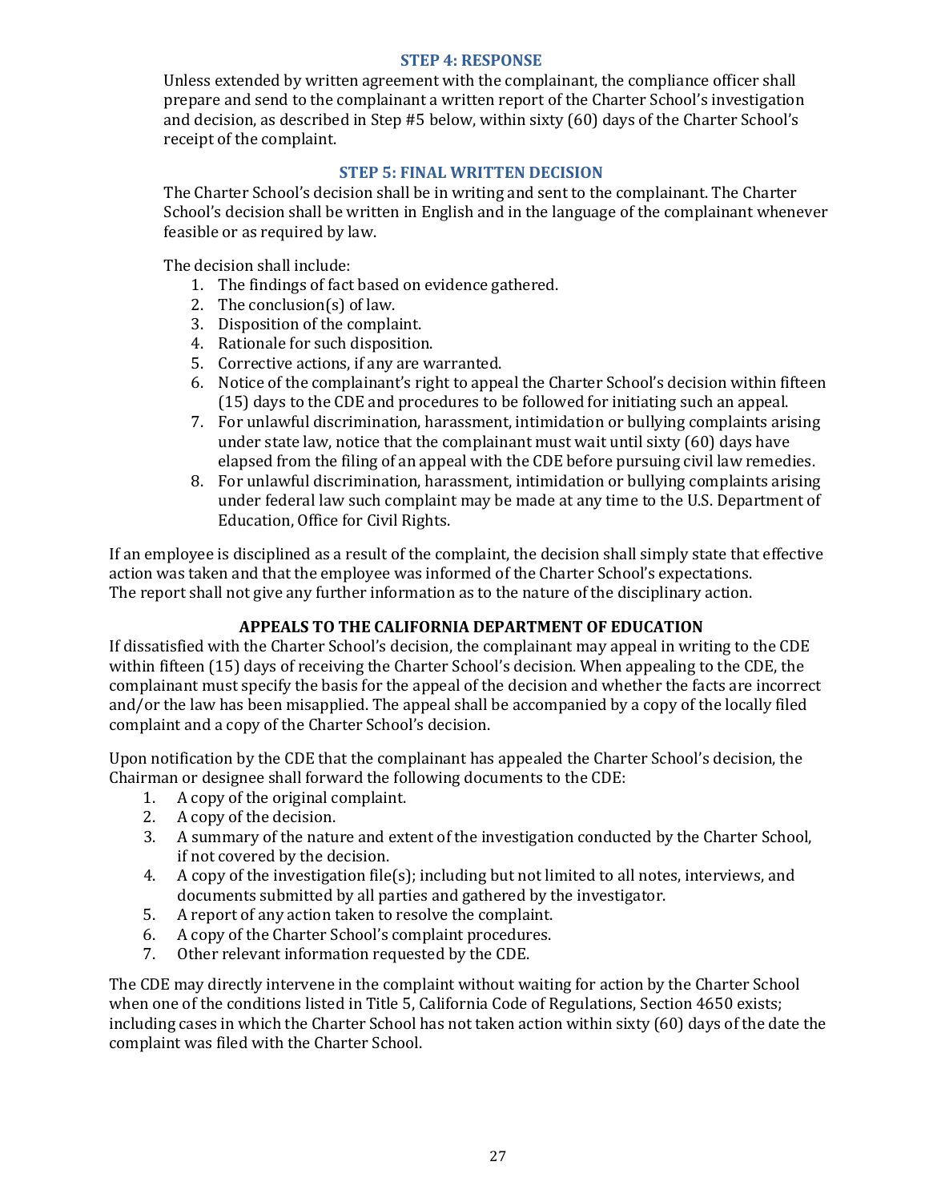### STEP 4: RESPONSE

Unless extended by written agreement with the complainant, the compliance officer shall prepare and send to the complainant a written report of the Charter School's investigation and decision, as described in Step #5 below, within sixty (60) days of the Charter School's receipt of the complaint.

### STEP 5: FINAL WRITTEN DECISION

The Charter School's decision shall be in writing and sent to the complainant. The Charter School's decision shall be written in English and in the language of the complainant whenever feasible or as required by law.

The decision shall include:

1. The findings of fact based on evidence gathered.
2. The conclusion(s) of law.
3. Disposition of the complaint.
4. Rationale for such disposition.
5. Corrective actions, if any are warranted.
6. Notice of the complainant's right to appeal the Charter School's decision within fifteen (15) days to the CDE and procedures to be followed for initiating such an appeal.
7. For unlawful discrimination, harassment, intimidation or bullying complaints arising under state law, notice that the complainant must wait until sixty (60) days have elapsed from the filing of an appeal with the CDE before pursuing civil law remedies.
8. For unlawful discrimination, harassment, intimidation or bullying complaints arising under federal law such complaint may be made at any time to the U.S. Department of Education, Office for Civil Rights.

If an employee is disciplined as a result of the complaint, the decision shall simply state that effective action was taken and that the employee was informed of the Charter School's expectations. The report shall not give any further information as to the nature of the disciplinary action.

### APPEALS TO THE CALIFORNIA DEPARTMENT OF EDUCATION

If dissatisfied with the Charter School's decision, the complainant may appeal in writing to the CDE within fifteen (15) days of receiving the Charter School's decision. When appealing to the CDE, the complainant must specify the basis for the appeal of the decision and whether the facts are incorrect and/or the law has been misapplied. The appeal shall be accompanied by a copy of the locally filed complaint and a copy of the Charter School's decision.

Upon notification by the CDE that the complainant has appealed the Charter School's decision, the Chairman or designee shall forward the following documents to the CDE:

1. A copy of the original complaint.
2. A copy of the decision.
3. A summary of the nature and extent of the investigation conducted by the Charter School, if not covered by the decision.
4. A copy of the investigation file(s); including but not limited to all notes, interviews, and documents submitted by all parties and gathered by the investigator.
5. A report of any action taken to resolve the complaint.
6. A copy of the Charter School's complaint procedures.
7. Other relevant information requested by the CDE.

The CDE may directly intervene in the complaint without waiting for action by the Charter School when one of the conditions listed in Title 5, California Code of Regulations, Section 4650 exists; including cases in which the Charter School has not taken action within sixty (60) days of the date the complaint was filed with the Charter School.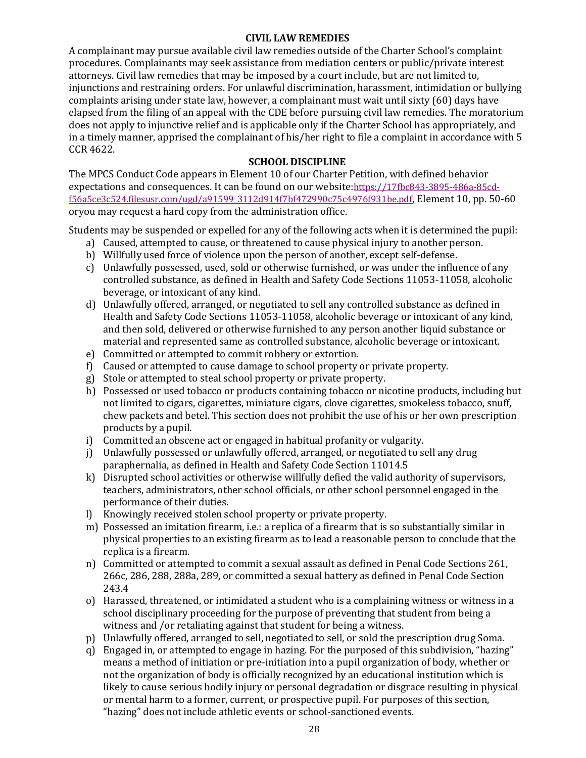## CIVIL LAW REMEDIES

A complainant may pursue available civil law remedies outside of the Charter School's complaint procedures. Complainants may seek assistance from mediation centers or public/private interest attorneys. Civil law remedies that may be imposed by a court include, but are not limited to, injunctions and restraining orders. For unlawful discrimination, harassment, intimidation or bullying complaints arising under state law, however, a complainant must wait until sixty (60) days have elapsed from the filing of an appeal with the CDE before pursuing civil law remedies. The moratorium does not apply to injunctive relief and is applicable only if the Charter School has appropriately, and in a timely manner, apprised the complainant of his/her right to file a complaint in accordance with 5 CCR 4622.

## SCHOOL DISCIPLINE

The MPCS Conduct Code appears in Element 10 of our Charter Petition, with defined behavior expectations and consequences. It can be found on our website:https://17fbc843-3895-486a-85cd-f56a5ce3c524.filesusr.com/ugd/a91599_3112d914f7bf472990c75c4976f931be.pdf, Element 10, pp. 50-60 oryou may request a hard copy from the administration office.

Students may be suspended or expelled for any of the following acts when it is determined the pupil:

a) Caused, attempted to cause, or threatened to cause physical injury to another person.
b) Willfully used force of violence upon the person of another, except self-defense.
c) Unlawfully possessed, used, sold or otherwise furnished, or was under the influence of any controlled substance, as defined in Health and Safety Code Sections 11053-11058, alcoholic beverage, or intoxicant of any kind.
d) Unlawfully offered, arranged, or negotiated to sell any controlled substance as defined in Health and Safety Code Sections 11053-11058, alcoholic beverage or intoxicant of any kind, and then sold, delivered or otherwise furnished to any person another liquid substance or material and represented same as controlled substance, alcoholic beverage or intoxicant.
e) Committed or attempted to commit robbery or extortion.
f) Caused or attempted to cause damage to school property or private property.
g) Stole or attempted to steal school property or private property.
h) Possessed or used tobacco or products containing tobacco or nicotine products, including but not limited to cigars, cigarettes, miniature cigars, clove cigarettes, smokeless tobacco, snuff, chew packets and betel. This section does not prohibit the use of his or her own prescription products by a pupil.
i) Committed an obscene act or engaged in habitual profanity or vulgarity.
j) Unlawfully possessed or unlawfully offered, arranged, or negotiated to sell any drug paraphernalia, as defined in Health and Safety Code Section 11014.5
k) Disrupted school activities or otherwise willfully defied the valid authority of supervisors, teachers, administrators, other school officials, or other school personnel engaged in the performance of their duties.
l) Knowingly received stolen school property or private property.
m) Possessed an imitation firearm, i.e.: a replica of a firearm that is so substantially similar in physical properties to an existing firearm as to lead a reasonable person to conclude that the replica is a firearm.
n) Committed or attempted to commit a sexual assault as defined in Penal Code Sections 261, 266c, 286, 288, 288a, 289, or committed a sexual battery as defined in Penal Code Section 243.4
o) Harassed, threatened, or intimidated a student who is a complaining witness or witness in a school disciplinary proceeding for the purpose of preventing that student from being a witness and /or retaliating against that student for being a witness.
p) Unlawfully offered, arranged to sell, negotiated to sell, or sold the prescription drug Soma.
q) Engaged in, or attempted to engage in hazing. For the purposed of this subdivision, "hazing" means a method of initiation or pre-initiation into a pupil organization of body, whether or not the organization of body is officially recognized by an educational institution which is likely to cause serious bodily injury or personal degradation or disgrace resulting in physical or mental harm to a former, current, or prospective pupil. For purposes of this section, "hazing" does not include athletic events or school-sanctioned events.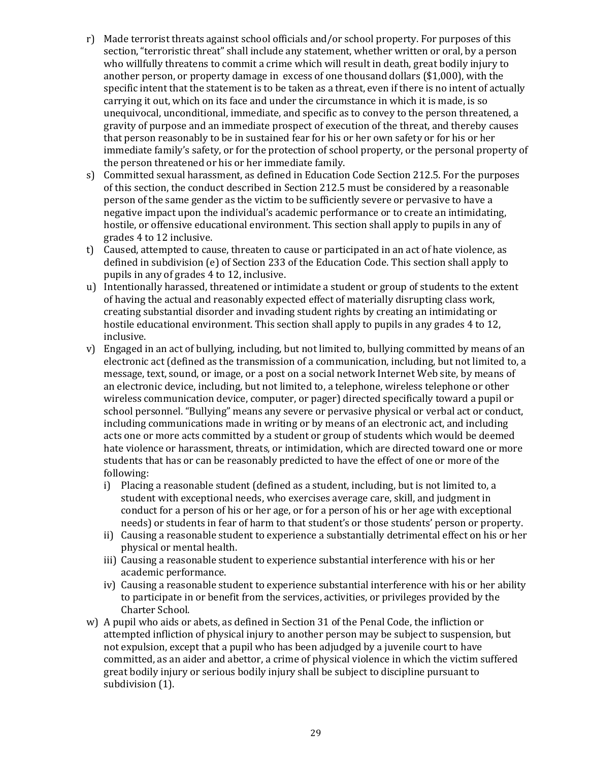r) Made terrorist threats against school officials and/or school property. For purposes of this section, "terroristic threat" shall include any statement, whether written or oral, by a person who willfully threatens to commit a crime which will result in death, great bodily injury to another person, or property damage in excess of one thousand dollars ($1,000), with the specific intent that the statement is to be taken as a threat, even if there is no intent of actually carrying it out, which on its face and under the circumstance in which it is made, is so unequivocal, unconditional, immediate, and specific as to convey to the person threatened, a gravity of purpose and an immediate prospect of execution of the threat, and thereby causes that person reasonably to be in sustained fear for his or her own safety or for his or her immediate family's safety, or for the protection of school property, or the personal property of the person threatened or his or her immediate family.
s) Committed sexual harassment, as defined in Education Code Section 212.5. For the purposes of this section, the conduct described in Section 212.5 must be considered by a reasonable person of the same gender as the victim to be sufficiently severe or pervasive to have a negative impact upon the individual's academic performance or to create an intimidating, hostile, or offensive educational environment. This section shall apply to pupils in any of grades 4 to 12 inclusive.
t) Caused, attempted to cause, threaten to cause or participated in an act of hate violence, as defined in subdivision (e) of Section 233 of the Education Code. This section shall apply to pupils in any of grades 4 to 12, inclusive.
u) Intentionally harassed, threatened or intimidate a student or group of students to the extent of having the actual and reasonably expected effect of materially disrupting class work, creating substantial disorder and invading student rights by creating an intimidating or hostile educational environment. This section shall apply to pupils in any grades 4 to 12, inclusive.
v) Engaged in an act of bullying, including, but not limited to, bullying committed by means of an electronic act (defined as the transmission of a communication, including, but not limited to, a message, text, sound, or image, or a post on a social network Internet Web site, by means of an electronic device, including, but not limited to, a telephone, wireless telephone or other wireless communication device, computer, or pager) directed specifically toward a pupil or school personnel. "Bullying" means any severe or pervasive physical or verbal act or conduct, including communications made in writing or by means of an electronic act, and including acts one or more acts committed by a student or group of students which would be deemed hate violence or harassment, threats, or intimidation, which are directed toward one or more students that has or can be reasonably predicted to have the effect of one or more of the following:
    i) Placing a reasonable student (defined as a student, including, but is not limited to, a student with exceptional needs, who exercises average care, skill, and judgment in conduct for a person of his or her age, or for a person of his or her age with exceptional needs) or students in fear of harm to that student's or those students' person or property.
    ii) Causing a reasonable student to experience a substantially detrimental effect on his or her physical or mental health.
    iii) Causing a reasonable student to experience substantial interference with his or her academic performance.
    iv) Causing a reasonable student to experience substantial interference with his or her ability to participate in or benefit from the services, activities, or privileges provided by the Charter School.
w) A pupil who aids or abets, as defined in Section 31 of the Penal Code, the infliction or attempted infliction of physical injury to another person may be subject to suspension, but not expulsion, except that a pupil who has been adjudged by a juvenile court to have committed, as an aider and abettor, a crime of physical violence in which the victim suffered great bodily injury or serious bodily injury shall be subject to discipline pursuant to subdivision (1).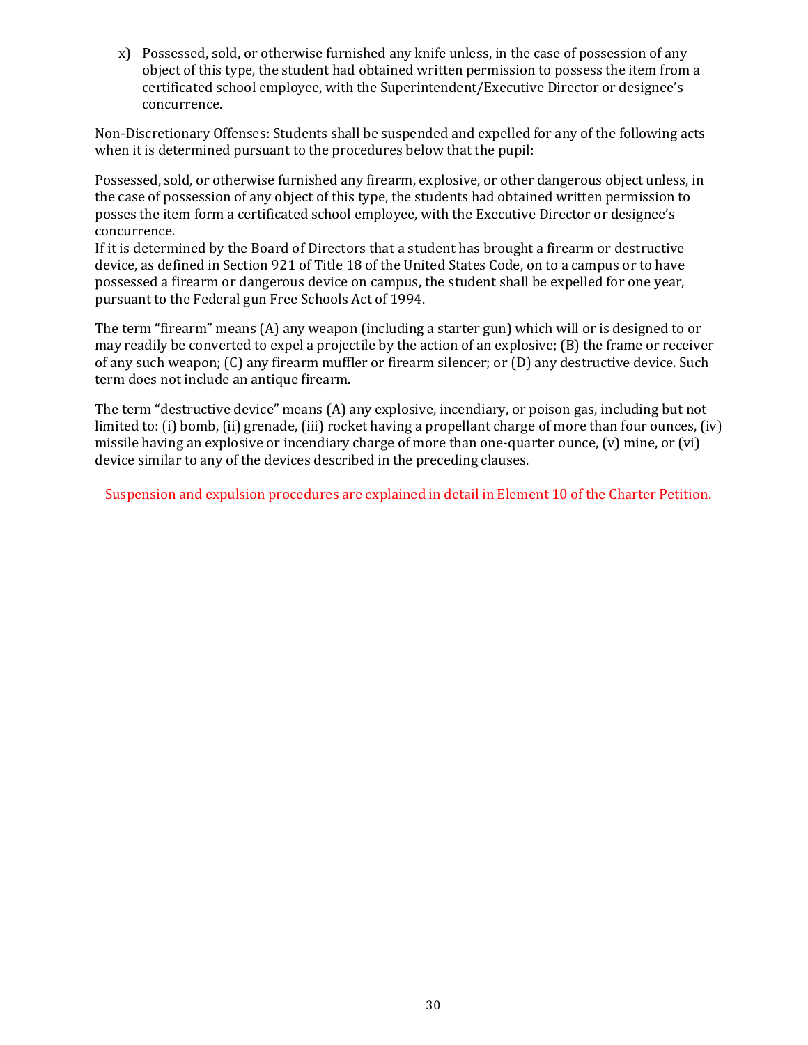x) Possessed, sold, or otherwise furnished any knife unless, in the case of possession of any object of this type, the student had obtained written permission to possess the item from a certificated school employee, with the Superintendent/Executive Director or designee's concurrence.

Non-Discretionary Offenses: Students shall be suspended and expelled for any of the following acts when it is determined pursuant to the procedures below that the pupil:

Possessed, sold, or otherwise furnished any firearm, explosive, or other dangerous object unless, in the case of possession of any object of this type, the students had obtained written permission to posses the item form a certificated school employee, with the Executive Director or designee's concurrence.
If it is determined by the Board of Directors that a student has brought a firearm or destructive device, as defined in Section 921 of Title 18 of the United States Code, on to a campus or to have possessed a firearm or dangerous device on campus, the student shall be expelled for one year, pursuant to the Federal gun Free Schools Act of 1994.

The term "firearm" means (A) any weapon (including a starter gun) which will or is designed to or may readily be converted to expel a projectile by the action of an explosive; (B) the frame or receiver of any such weapon; (C) any firearm muffler or firearm silencer; or (D) any destructive device. Such term does not include an antique firearm.

The term "destructive device" means (A) any explosive, incendiary, or poison gas, including but not limited to: (i) bomb, (ii) grenade, (iii) rocket having a propellant charge of more than four ounces, (iv) missile having an explosive or incendiary charge of more than one-quarter ounce, (v) mine, or (vi) device similar to any of the devices described in the preceding clauses.

Suspension and expulsion procedures are explained in detail in Element 10 of the Charter Petition.